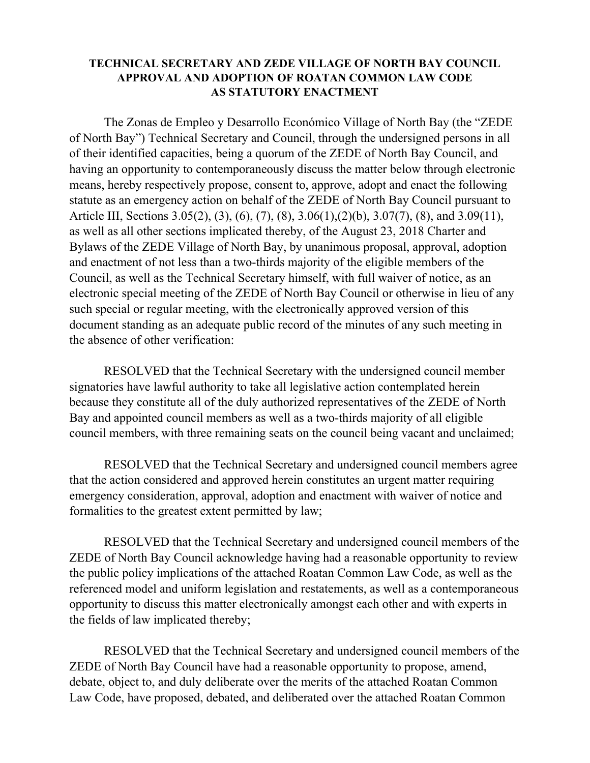**TECHNICAL SECRETARY AND ZEDE VILLAGE OF NORTH BAY COUNCIL APPROVAL AND ADOPTION OF ROATAN COMMON LAW CODE AS STATUTORY ENACTMENT**

The Zonas de Empleo y Desarrollo Económico Village of North Bay (the "ZEDE of North Bay") Technical Secretary and Council, through the undersigned persons in all of their identified capacities, being a quorum of the ZEDE of North Bay Council, and having an opportunity to contemporaneously discuss the matter below through electronic means, hereby respectively propose, consent to, approve, adopt and enact the following statute as an emergency action on behalf of the ZEDE of North Bay Council pursuant to Article III, Sections 3.05(2), (3), (6), (7), (8), 3.06(1),(2)(b), 3.07(7), (8), and 3.09(11), as well as all other sections implicated thereby, of the August 23, 2018 Charter and Bylaws of the ZEDE Village of North Bay, by unanimous proposal, approval, adoption and enactment of not less than a two-thirds majority of the eligible members of the Council, as well as the Technical Secretary himself, with full waiver of notice, as an electronic special meeting of the ZEDE of North Bay Council or otherwise in lieu of any such special or regular meeting, with the electronically approved version of this document standing as an adequate public record of the minutes of any such meeting in the absence of other verification:

RESOLVED that the Technical Secretary with the undersigned council member signatories have lawful authority to take all legislative action contemplated herein because they constitute all of the duly authorized representatives of the ZEDE of North Bay and appointed council members as well as a two-thirds majority of all eligible council members, with three remaining seats on the council being vacant and unclaimed;

RESOLVED that the Technical Secretary and undersigned council members agree that the action considered and approved herein constitutes an urgent matter requiring emergency consideration, approval, adoption and enactment with waiver of notice and formalities to the greatest extent permitted by law;

RESOLVED that the Technical Secretary and undersigned council members of the ZEDE of North Bay Council acknowledge having had a reasonable opportunity to review the public policy implications of the attached Roatan Common Law Code, as well as the referenced model and uniform legislation and restatements, as well as a contemporaneous opportunity to discuss this matter electronically amongst each other and with experts in the fields of law implicated thereby;

RESOLVED that the Technical Secretary and undersigned council members of the ZEDE of North Bay Council have had a reasonable opportunity to propose, amend, debate, object to, and duly deliberate over the merits of the attached Roatan Common Law Code, have proposed, debated, and deliberated over the attached Roatan Common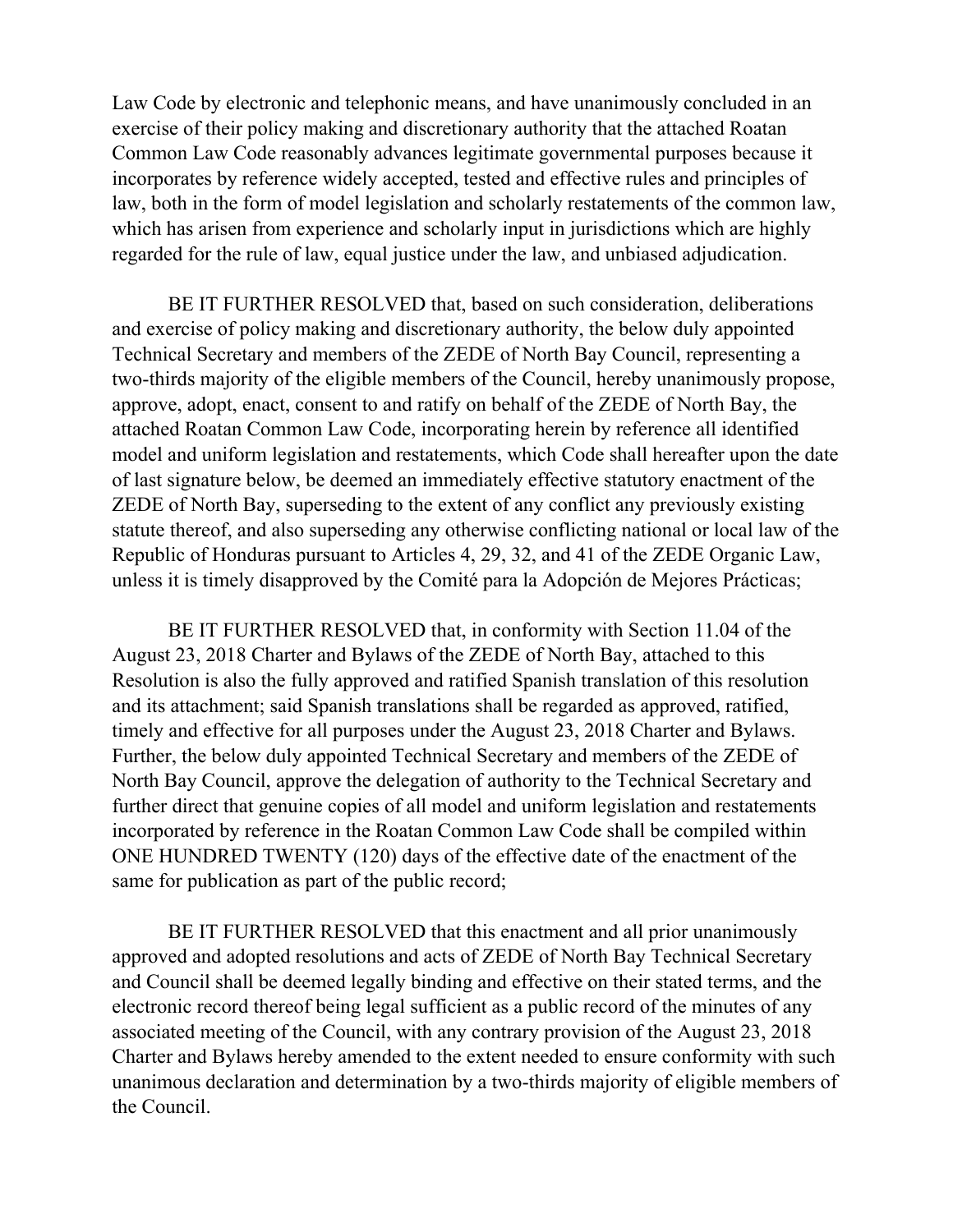Law Code by electronic and telephonic means, and have unanimously concluded in an exercise of their policy making and discretionary authority that the attached Roatan Common Law Code reasonably advances legitimate governmental purposes because it incorporates by reference widely accepted, tested and effective rules and principles of law, both in the form of model legislation and scholarly restatements of the common law, which has arisen from experience and scholarly input in jurisdictions which are highly regarded for the rule of law, equal justice under the law, and unbiased adjudication.

BE IT FURTHER RESOLVED that, based on such consideration, deliberations and exercise of policy making and discretionary authority, the below duly appointed Technical Secretary and members of the ZEDE of North Bay Council, representing a two-thirds majority of the eligible members of the Council, hereby unanimously propose, approve, adopt, enact, consent to and ratify on behalf of the ZEDE of North Bay, the attached Roatan Common Law Code, incorporating herein by reference all identified model and uniform legislation and restatements, which Code shall hereafter upon the date of last signature below, be deemed an immediately effective statutory enactment of the ZEDE of North Bay, superseding to the extent of any conflict any previously existing statute thereof, and also superseding any otherwise conflicting national or local law of the Republic of Honduras pursuant to Articles 4, 29, 32, and 41 of the ZEDE Organic Law, unless it is timely disapproved by the Comité para la Adopción de Mejores Prácticas;

BE IT FURTHER RESOLVED that, in conformity with Section 11.04 of the August 23, 2018 Charter and Bylaws of the ZEDE of North Bay, attached to this Resolution is also the fully approved and ratified Spanish translation of this resolution and its attachment; said Spanish translations shall be regarded as approved, ratified, timely and effective for all purposes under the August 23, 2018 Charter and Bylaws. Further, the below duly appointed Technical Secretary and members of the ZEDE of North Bay Council, approve the delegation of authority to the Technical Secretary and further direct that genuine copies of all model and uniform legislation and restatements incorporated by reference in the Roatan Common Law Code shall be compiled within ONE HUNDRED TWENTY (120) days of the effective date of the enactment of the same for publication as part of the public record;

BE IT FURTHER RESOLVED that this enactment and all prior unanimously approved and adopted resolutions and acts of ZEDE of North Bay Technical Secretary and Council shall be deemed legally binding and effective on their stated terms, and the electronic record thereof being legal sufficient as a public record of the minutes of any associated meeting of the Council, with any contrary provision of the August 23, 2018 Charter and Bylaws hereby amended to the extent needed to ensure conformity with such unanimous declaration and determination by a two-thirds majority of eligible members of the Council.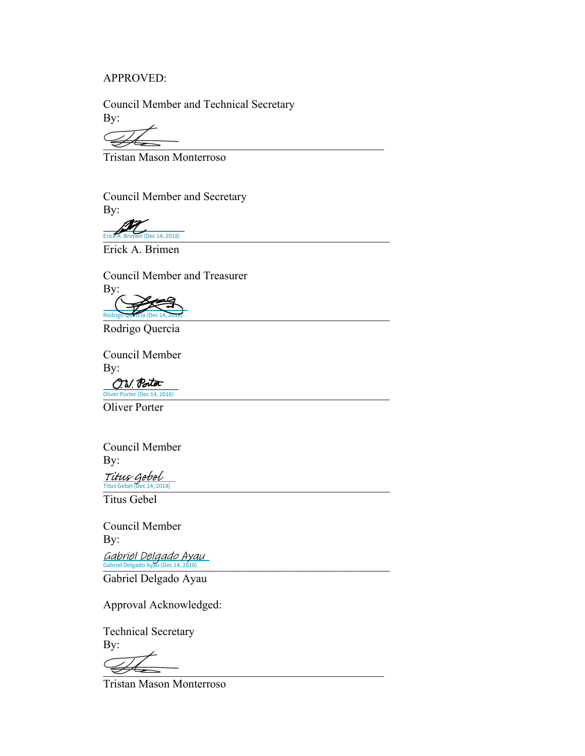APPROVED:

Council Member and Technical Secretary
By:

\_\_\_\_\_\_\_\_\_\_\_\_\_\_\_\_\_\_\_\_\_\_\_\_\_\_\_\_\_\_\_\_\_\_\_\_\_\_\_\_

Tristan Mason Monterroso

Council Member and Secretary
By:

Erick A. Brimen (Dec 14, 2018)

\_\_\_\_\_\_\_\_\_\_\_\_\_\_\_\_\_\_\_\_\_\_\_\_\_\_\_\_\_\_\_\_\_\_\_\_\_\_\_\_

Erick A. Brimen

Council Member and Treasurer
By:

Rodrigo Quercia (Dec 14, 2018)

\_\_\_\_\_\_\_\_\_\_\_\_\_\_\_\_\_\_\_\_\_\_\_\_\_\_\_\_\_\_\_\_\_\_\_\_\_\_\_\_

Rodrigo Quercia

Council Member
By:

Oliver Porter (Dec 14, 2018)

\_\_\_\_\_\_\_\_\_\_\_\_\_\_\_\_\_\_\_\_\_\_\_\_\_\_\_\_\_\_\_\_\_\_\_\_\_\_\_\_

Oliver Porter

Council Member
By:

Titus Gebel (Dec 14, 2018)

\_\_\_\_\_\_\_\_\_\_\_\_\_\_\_\_\_\_\_\_\_\_\_\_\_\_\_\_\_\_\_\_\_\_\_\_\_\_\_\_

Titus Gebel

Council Member
By:

Gabriel Delgado Ayau (Dec 14, 2018)

\_\_\_\_\_\_\_\_\_\_\_\_\_\_\_\_\_\_\_\_\_\_\_\_\_\_\_\_\_\_\_\_\_\_\_\_\_\_\_\_

Gabriel Delgado Ayau

Approval Acknowledged:

Technical Secretary
By:

\_\_\_\_\_\_\_\_\_\_\_\_\_\_\_\_\_\_\_\_\_\_\_\_\_\_\_\_\_\_\_\_\_\_\_\_\_\_\_\_

Tristan Mason Monterroso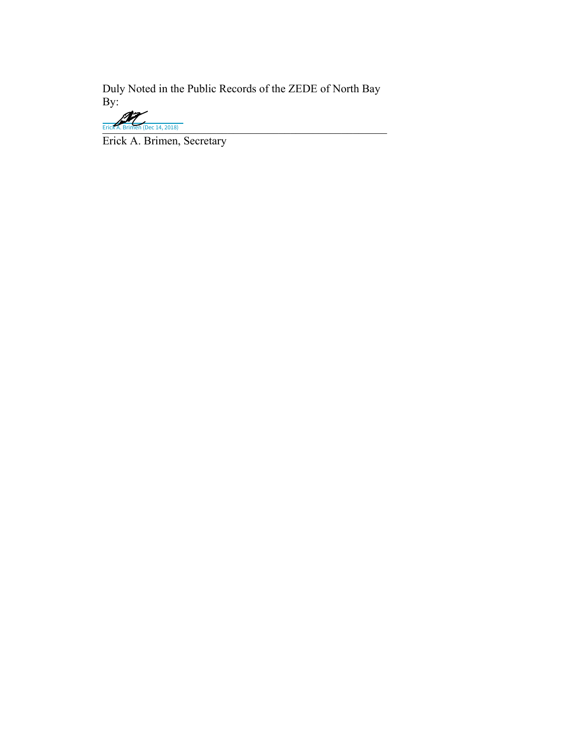Duly Noted in the Public Records of the ZEDE of North Bay
By:

Erick A. Brimen (Dec 14, 2018)

Erick A. Brimen, Secretary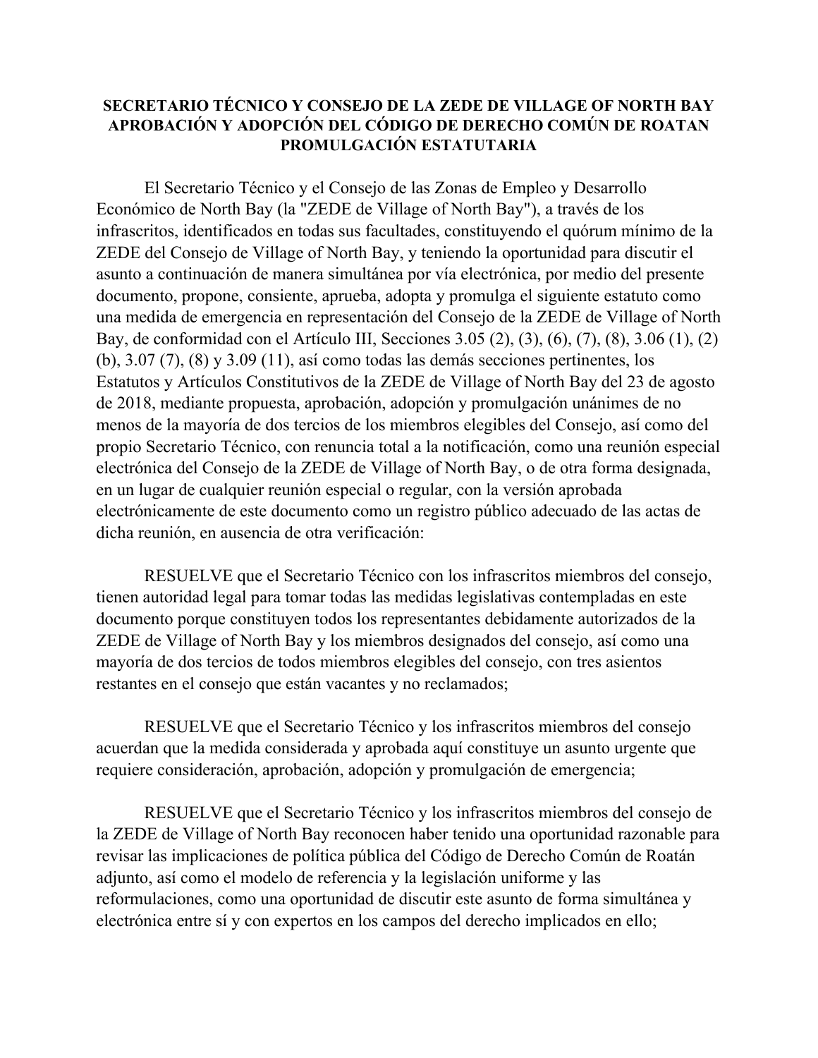**SECRETARIO TÉCNICO Y CONSEJO DE LA ZEDE DE VILLAGE OF NORTH BAY APROBACIÓN Y ADOPCIÓN DEL CÓDIGO DE DERECHO COMÚN DE ROATAN PROMULGACIÓN ESTATUTARIA**

El Secretario Técnico y el Consejo de las Zonas de Empleo y Desarrollo Económico de North Bay (la "ZEDE de Village of North Bay"), a través de los infrascritos, identificados en todas sus facultades, constituyendo el quórum mínimo de la ZEDE del Consejo de Village of North Bay, y teniendo la oportunidad para discutir el asunto a continuación de manera simultánea por vía electrónica, por medio del presente documento, propone, consiente, aprueba, adopta y promulga el siguiente estatuto como una medida de emergencia en representación del Consejo de la ZEDE de Village of North Bay, de conformidad con el Artículo III, Secciones 3.05 (2), (3), (6), (7), (8), 3.06 (1), (2) (b), 3.07 (7), (8) y 3.09 (11), así como todas las demás secciones pertinentes, los Estatutos y Artículos Constitutivos de la ZEDE de Village of North Bay del 23 de agosto de 2018, mediante propuesta, aprobación, adopción y promulgación unánimes de no menos de la mayoría de dos tercios de los miembros elegibles del Consejo, así como del propio Secretario Técnico, con renuncia total a la notificación, como una reunión especial electrónica del Consejo de la ZEDE de Village of North Bay, o de otra forma designada, en un lugar de cualquier reunión especial o regular, con la versión aprobada electrónicamente de este documento como un registro público adecuado de las actas de dicha reunión, en ausencia de otra verificación:

RESUELVE que el Secretario Técnico con los infrascritos miembros del consejo, tienen autoridad legal para tomar todas las medidas legislativas contempladas en este documento porque constituyen todos los representantes debidamente autorizados de la ZEDE de Village of North Bay y los miembros designados del consejo, así como una mayoría de dos tercios de todos miembros elegibles del consejo, con tres asientos restantes en el consejo que están vacantes y no reclamados;

RESUELVE que el Secretario Técnico y los infrascritos miembros del consejo acuerdan que la medida considerada y aprobada aquí constituye un asunto urgente que requiere consideración, aprobación, adopción y promulgación de emergencia;

RESUELVE que el Secretario Técnico y los infrascritos miembros del consejo de la ZEDE de Village of North Bay reconocen haber tenido una oportunidad razonable para revisar las implicaciones de política pública del Código de Derecho Común de Roatán adjunto, así como el modelo de referencia y la legislación uniforme y las reformulaciones, como una oportunidad de discutir este asunto de forma simultánea y electrónica entre sí y con expertos en los campos del derecho implicados en ello;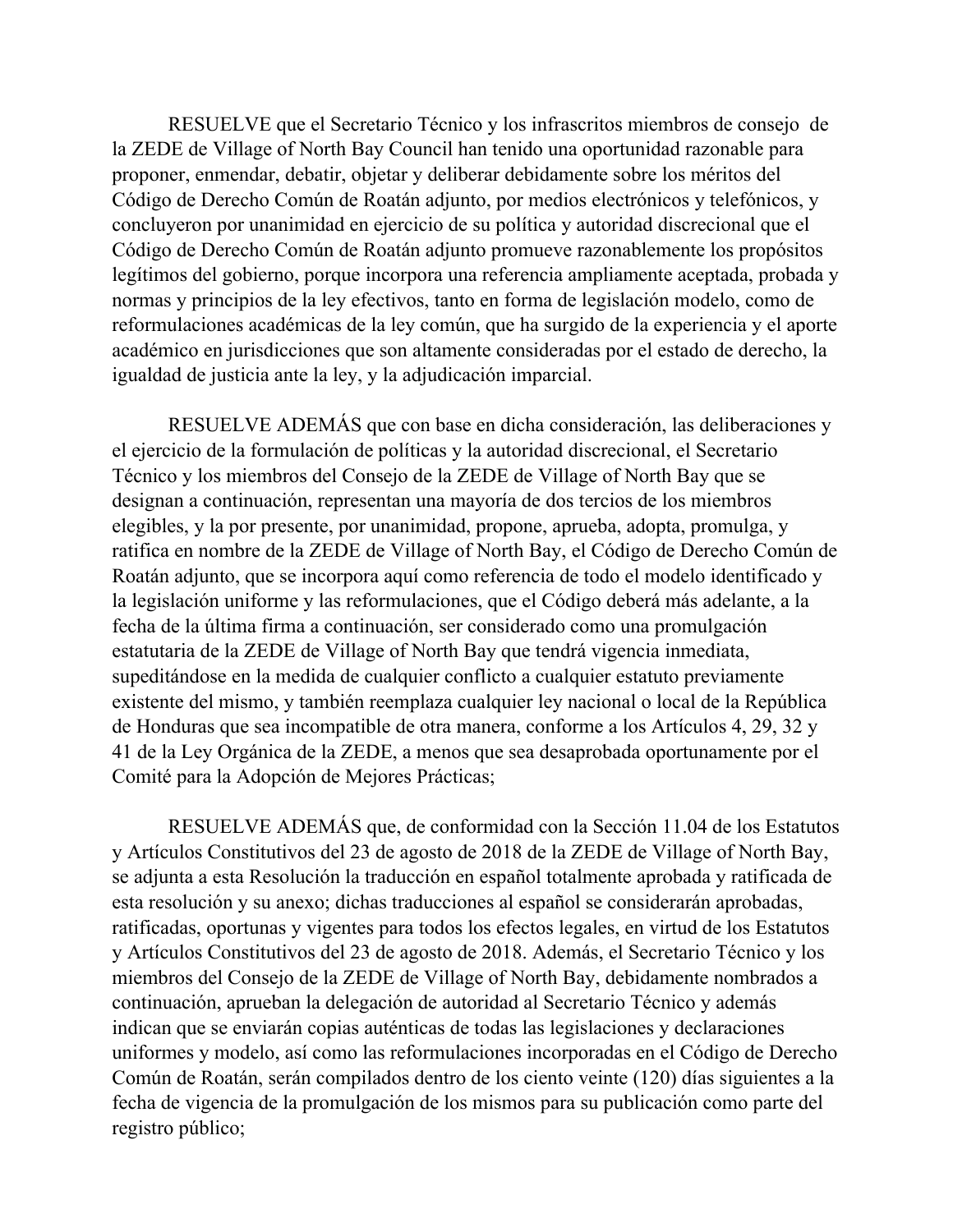RESUELVE que el Secretario Técnico y los infrascritos miembros de consejo de la ZEDE de Village of North Bay Council han tenido una oportunidad razonable para proponer, enmendar, debatir, objetar y deliberar debidamente sobre los méritos del Código de Derecho Común de Roatán adjunto, por medios electrónicos y telefónicos, y concluyeron por unanimidad en ejercicio de su política y autoridad discrecional que el Código de Derecho Común de Roatán adjunto promueve razonablemente los propósitos legítimos del gobierno, porque incorpora una referencia ampliamente aceptada, probada y normas y principios de la ley efectivos, tanto en forma de legislación modelo, como de reformulaciones académicas de la ley común, que ha surgido de la experiencia y el aporte académico en jurisdicciones que son altamente consideradas por el estado de derecho, la igualdad de justicia ante la ley, y la adjudicación imparcial.

RESUELVE ADEMÁS que con base en dicha consideración, las deliberaciones y el ejercicio de la formulación de políticas y la autoridad discrecional, el Secretario Técnico y los miembros del Consejo de la ZEDE de Village of North Bay que se designan a continuación, representan una mayoría de dos tercios de los miembros elegibles, y la por presente, por unanimidad, propone, aprueba, adopta, promulga, y ratifica en nombre de la ZEDE de Village of North Bay, el Código de Derecho Común de Roatán adjunto, que se incorpora aquí como referencia de todo el modelo identificado y la legislación uniforme y las reformulaciones, que el Código deberá más adelante, a la fecha de la última firma a continuación, ser considerado como una promulgación estatutaria de la ZEDE de Village of North Bay que tendrá vigencia inmediata, supeditándose en la medida de cualquier conflicto a cualquier estatuto previamente existente del mismo, y también reemplaza cualquier ley nacional o local de la República de Honduras que sea incompatible de otra manera, conforme a los Artículos 4, 29, 32 y 41 de la Ley Orgánica de la ZEDE, a menos que sea desaprobada oportunamente por el Comité para la Adopción de Mejores Prácticas;

RESUELVE ADEMÁS que, de conformidad con la Sección 11.04 de los Estatutos y Artículos Constitutivos del 23 de agosto de 2018 de la ZEDE de Village of North Bay, se adjunta a esta Resolución la traducción en español totalmente aprobada y ratificada de esta resolución y su anexo; dichas traducciones al español se considerarán aprobadas, ratificadas, oportunas y vigentes para todos los efectos legales, en virtud de los Estatutos y Artículos Constitutivos del 23 de agosto de 2018. Además, el Secretario Técnico y los miembros del Consejo de la ZEDE de Village of North Bay, debidamente nombrados a continuación, aprueban la delegación de autoridad al Secretario Técnico y además indican que se enviarán copias auténticas de todas las legislaciones y declaraciones uniformes y modelo, así como las reformulaciones incorporadas en el Código de Derecho Común de Roatán, serán compilados dentro de los ciento veinte (120) días siguientes a la fecha de vigencia de la promulgación de los mismos para su publicación como parte del registro público;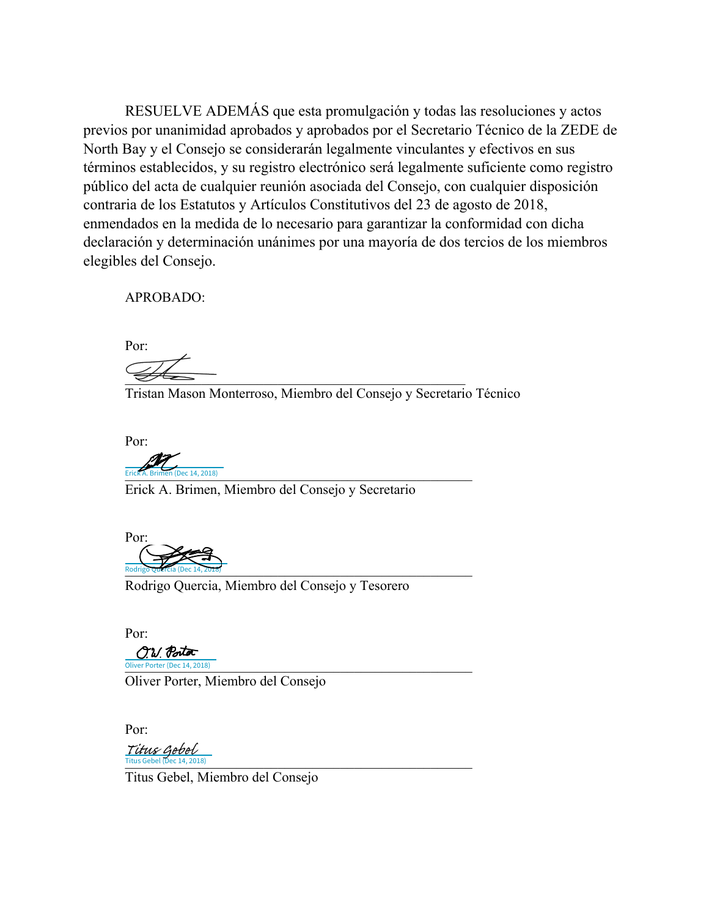RESUELVE ADEMÁS que esta promulgación y todas las resoluciones y actos previos por unanimidad aprobados y aprobados por el Secretario Técnico de la ZEDE de North Bay y el Consejo se considerarán legalmente vinculantes y efectivos en sus términos establecidos, y su registro electrónico será legalmente suficiente como registro público del acta de cualquier reunión asociada del Consejo, con cualquier disposición contraria de los Estatutos y Artículos Constitutivos del 23 de agosto de 2018, enmendados en la medida de lo necesario para garantizar la conformidad con dicha declaración y determinación unánimes por una mayoría de dos tercios de los miembros elegibles del Consejo.

APROBADO:

Por:

\_\_\_\_\_\_\_\_\_\_\_\_\_\_\_\_\_\_\_\_\_\_\_\_\_\_\_\_\_\_\_\_\_\_\_\_\_\_\_\_

Tristan Mason Monterroso, Miembro del Consejo y Secretario Técnico

Por:

Erick A. Brimen (Dec 14, 2018)

\_\_\_\_\_\_\_\_\_\_\_\_\_\_\_\_\_\_\_\_\_\_\_\_\_\_\_\_\_\_\_\_\_\_\_\_\_\_\_\_

Erick A. Brimen, Miembro del Consejo y Secretario

Por:

Rodrigo Quercia (Dec 14, 2018)

\_\_\_\_\_\_\_\_\_\_\_\_\_\_\_\_\_\_\_\_\_\_\_\_\_\_\_\_\_\_\_\_\_\_\_\_\_\_\_\_

Rodrigo Quercia, Miembro del Consejo y Tesorero

Por:

Oliver Porter (Dec 14, 2018)

\_\_\_\_\_\_\_\_\_\_\_\_\_\_\_\_\_\_\_\_\_\_\_\_\_\_\_\_\_\_\_\_\_\_\_\_\_\_\_\_

Oliver Porter, Miembro del Consejo

Por:

Titus Gebel (Dec 14, 2018)

\_\_\_\_\_\_\_\_\_\_\_\_\_\_\_\_\_\_\_\_\_\_\_\_\_\_\_\_\_\_\_\_\_\_\_\_\_\_\_\_

Titus Gebel, Miembro del Consejo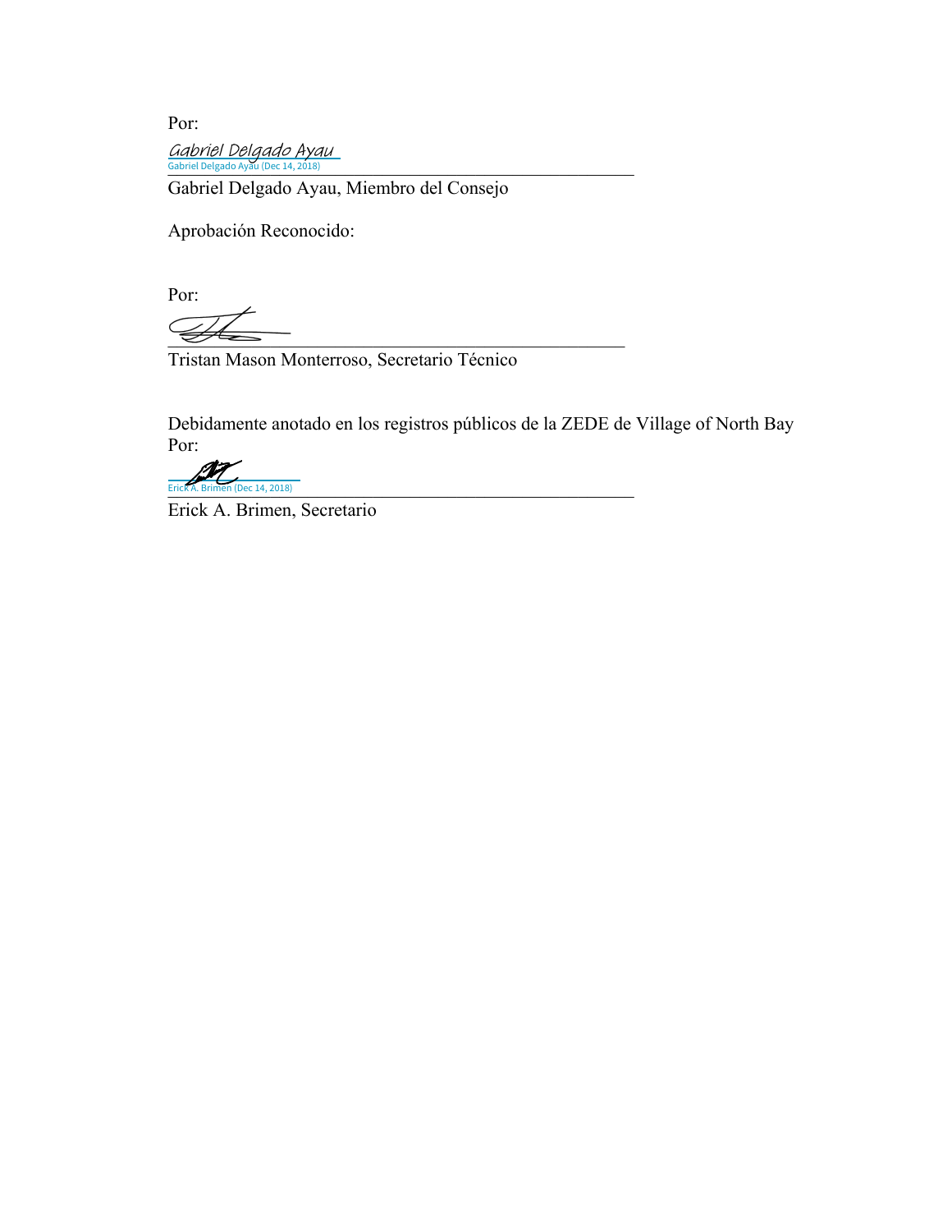Por:

Gabriel Delgado Ayau
Gabriel Delgado Ayau (Dec 14, 2018)

Gabriel Delgado Ayau, Miembro del Consejo

Aprobación Reconocido:

Por:

Tristan Mason Monterroso, Secretario Técnico

Debidamente anotado en los registros públicos de la ZEDE de Village of North Bay
Por:

Erick A. Brimen (Dec 14, 2018)

Erick A. Brimen, Secretario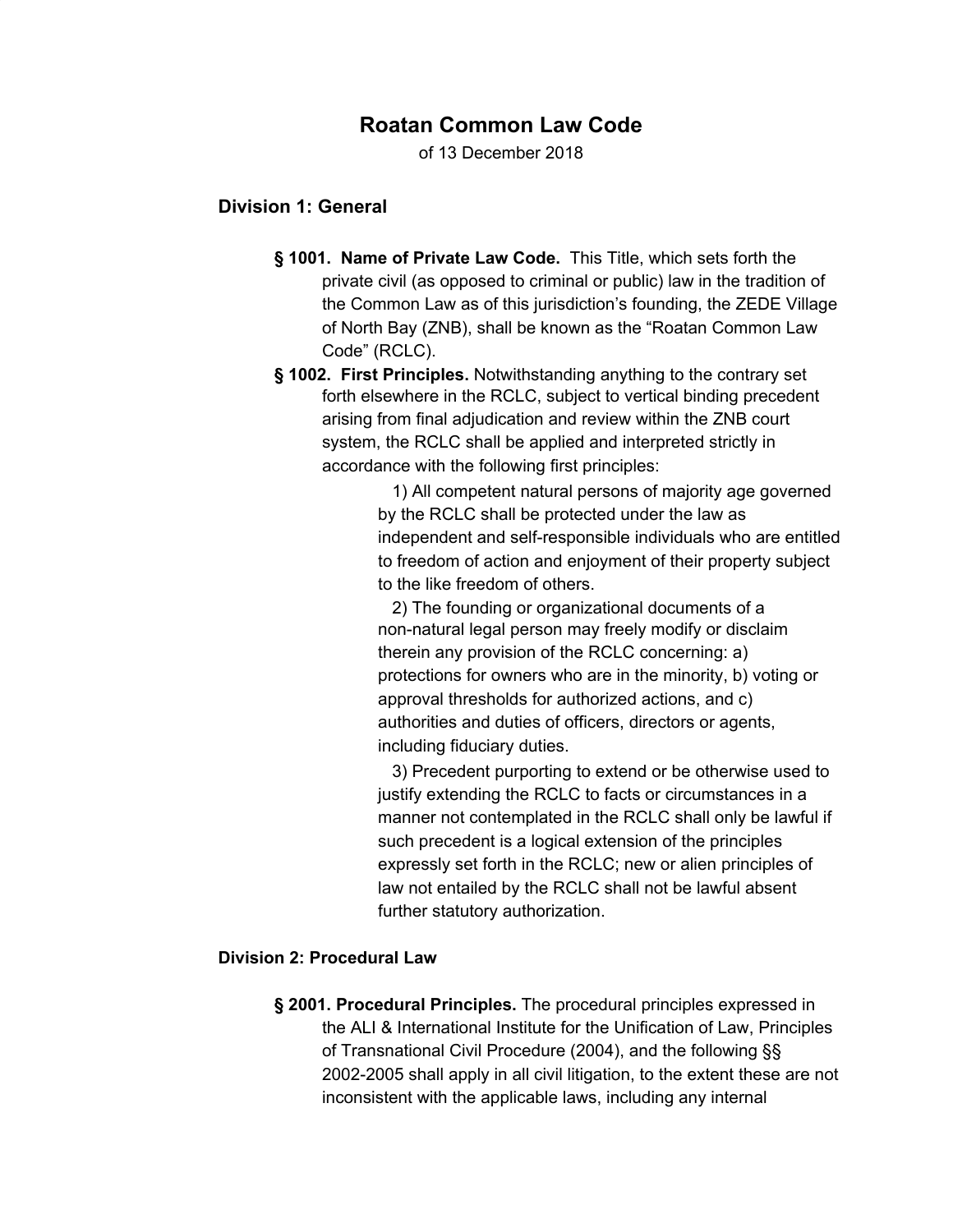# Roatan Common Law Code

of 13 December 2018

## Division 1: General

**§ 1001. Name of Private Law Code.** This Title, which sets forth the private civil (as opposed to criminal or public) law in the tradition of the Common Law as of this jurisdiction's founding, the ZEDE Village of North Bay (ZNB), shall be known as the "Roatan Common Law Code" (RCLC).

**§ 1002. First Principles.** Notwithstanding anything to the contrary set forth elsewhere in the RCLC, subject to vertical binding precedent arising from final adjudication and review within the ZNB court system, the RCLC shall be applied and interpreted strictly in accordance with the following first principles:

1) All competent natural persons of majority age governed by the RCLC shall be protected under the law as independent and self-responsible individuals who are entitled to freedom of action and enjoyment of their property subject to the like freedom of others.

2) The founding or organizational documents of a non-natural legal person may freely modify or disclaim therein any provision of the RCLC concerning: a) protections for owners who are in the minority, b) voting or approval thresholds for authorized actions, and c) authorities and duties of officers, directors or agents, including fiduciary duties.

3) Precedent purporting to extend or be otherwise used to justify extending the RCLC to facts or circumstances in a manner not contemplated in the RCLC shall only be lawful if such precedent is a logical extension of the principles expressly set forth in the RCLC; new or alien principles of law not entailed by the RCLC shall not be lawful absent further statutory authorization.

### Division 2: Procedural Law

**§ 2001. Procedural Principles.** The procedural principles expressed in the ALI & International Institute for the Unification of Law, Principles of Transnational Civil Procedure (2004), and the following §§ 2002-2005 shall apply in all civil litigation, to the extent these are not inconsistent with the applicable laws, including any internal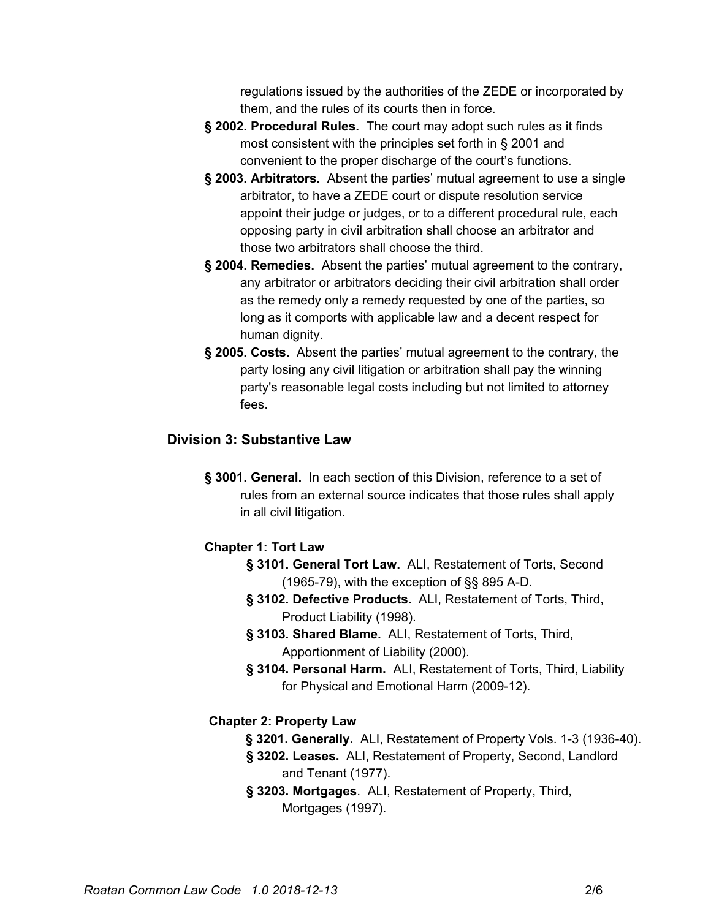regulations issued by the authorities of the ZEDE or incorporated by them, and the rules of its courts then in force.

**§ 2002. Procedural Rules.** The court may adopt such rules as it finds most consistent with the principles set forth in § 2001 and convenient to the proper discharge of the court's functions.

**§ 2003. Arbitrators.** Absent the parties' mutual agreement to use a single arbitrator, to have a ZEDE court or dispute resolution service appoint their judge or judges, or to a different procedural rule, each opposing party in civil arbitration shall choose an arbitrator and those two arbitrators shall choose the third.

**§ 2004. Remedies.** Absent the parties' mutual agreement to the contrary, any arbitrator or arbitrators deciding their civil arbitration shall order as the remedy only a remedy requested by one of the parties, so long as it comports with applicable law and a decent respect for human dignity.

**§ 2005. Costs.** Absent the parties' mutual agreement to the contrary, the party losing any civil litigation or arbitration shall pay the winning party's reasonable legal costs including but not limited to attorney fees.

## Division 3: Substantive Law

**§ 3001. General.** In each section of this Division, reference to a set of rules from an external source indicates that those rules shall apply in all civil litigation.

### Chapter 1: Tort Law

**§ 3101. General Tort Law.** ALI, Restatement of Torts, Second (1965-79), with the exception of §§ 895 A-D.

**§ 3102. Defective Products.** ALI, Restatement of Torts, Third, Product Liability (1998).

**§ 3103. Shared Blame.** ALI, Restatement of Torts, Third, Apportionment of Liability (2000).

**§ 3104. Personal Harm.** ALI, Restatement of Torts, Third, Liability for Physical and Emotional Harm (2009-12).

### Chapter 2: Property Law

**§ 3201. Generally.** ALI, Restatement of Property Vols. 1-3 (1936-40).

**§ 3202. Leases.** ALI, Restatement of Property, Second, Landlord and Tenant (1977).

**§ 3203. Mortgages**. ALI, Restatement of Property, Third, Mortgages (1997).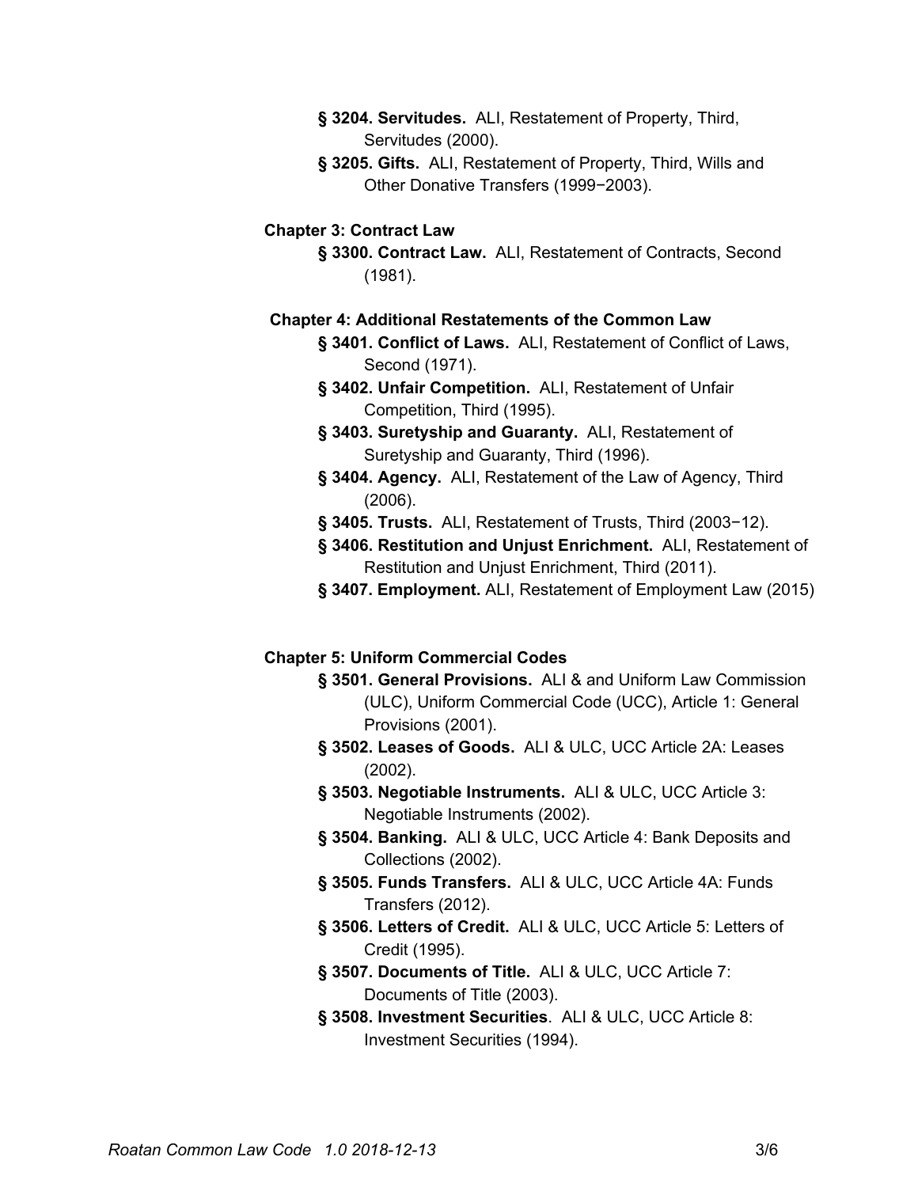**§ 3204. Servitudes.** ALI, Restatement of Property, Third, Servitudes (2000).

**§ 3205. Gifts.** ALI, Restatement of Property, Third, Wills and Other Donative Transfers (1999−2003).

### Chapter 3: Contract Law

**§ 3300. Contract Law.** ALI, Restatement of Contracts, Second (1981).

### Chapter 4: Additional Restatements of the Common Law

**§ 3401. Conflict of Laws.** ALI, Restatement of Conflict of Laws, Second (1971).

**§ 3402. Unfair Competition.** ALI, Restatement of Unfair Competition, Third (1995).

**§ 3403. Suretyship and Guaranty.** ALI, Restatement of Suretyship and Guaranty, Third (1996).

**§ 3404. Agency.** ALI, Restatement of the Law of Agency, Third (2006).

**§ 3405. Trusts.** ALI, Restatement of Trusts, Third (2003−12).

**§ 3406. Restitution and Unjust Enrichment.** ALI, Restatement of Restitution and Unjust Enrichment, Third (2011).

**§ 3407. Employment.** ALI, Restatement of Employment Law (2015)

### Chapter 5: Uniform Commercial Codes

**§ 3501. General Provisions.** ALI & and Uniform Law Commission (ULC), Uniform Commercial Code (UCC), Article 1: General Provisions (2001).

**§ 3502. Leases of Goods.** ALI & ULC, UCC Article 2A: Leases (2002).

**§ 3503. Negotiable Instruments.** ALI & ULC, UCC Article 3: Negotiable Instruments (2002).

**§ 3504. Banking.** ALI & ULC, UCC Article 4: Bank Deposits and Collections (2002).

**§ 3505. Funds Transfers.** ALI & ULC, UCC Article 4A: Funds Transfers (2012).

**§ 3506. Letters of Credit.** ALI & ULC, UCC Article 5: Letters of Credit (1995).

**§ 3507. Documents of Title.** ALI & ULC, UCC Article 7: Documents of Title (2003).

**§ 3508. Investment Securities**. ALI & ULC, UCC Article 8: Investment Securities (1994).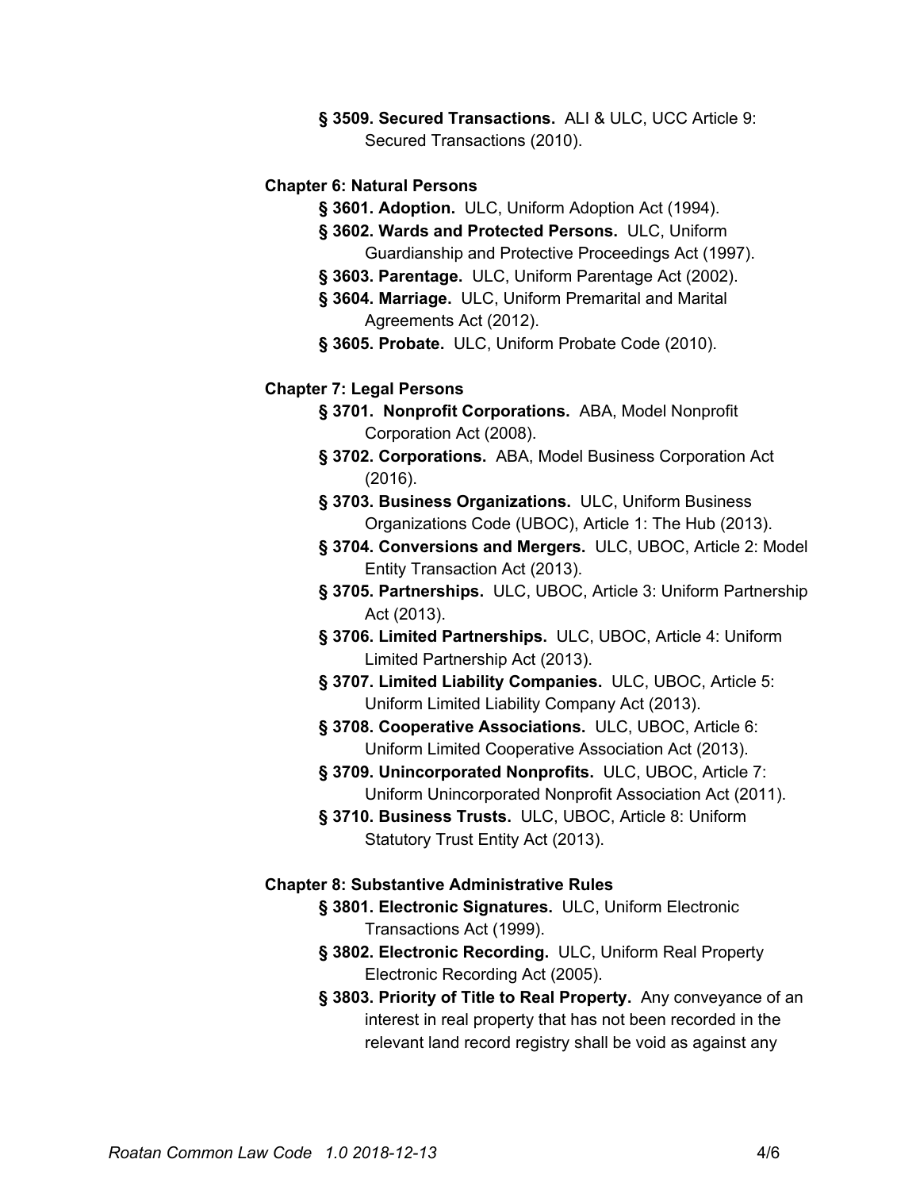**§ 3509. Secured Transactions.** ALI & ULC, UCC Article 9: Secured Transactions (2010).

### Chapter 6: Natural Persons

**§ 3601. Adoption.** ULC, Uniform Adoption Act (1994).

**§ 3602. Wards and Protected Persons.** ULC, Uniform Guardianship and Protective Proceedings Act (1997).

**§ 3603. Parentage.** ULC, Uniform Parentage Act (2002).

**§ 3604. Marriage.** ULC, Uniform Premarital and Marital Agreements Act (2012).

**§ 3605. Probate.** ULC, Uniform Probate Code (2010).

### Chapter 7: Legal Persons

**§ 3701. Nonprofit Corporations.** ABA, Model Nonprofit Corporation Act (2008).

**§ 3702. Corporations.** ABA, Model Business Corporation Act (2016).

**§ 3703. Business Organizations.** ULC, Uniform Business Organizations Code (UBOC), Article 1: The Hub (2013).

**§ 3704. Conversions and Mergers.** ULC, UBOC, Article 2: Model Entity Transaction Act (2013).

**§ 3705. Partnerships.** ULC, UBOC, Article 3: Uniform Partnership Act (2013).

**§ 3706. Limited Partnerships.** ULC, UBOC, Article 4: Uniform Limited Partnership Act (2013).

**§ 3707. Limited Liability Companies.** ULC, UBOC, Article 5: Uniform Limited Liability Company Act (2013).

**§ 3708. Cooperative Associations.** ULC, UBOC, Article 6: Uniform Limited Cooperative Association Act (2013).

**§ 3709. Unincorporated Nonprofits.** ULC, UBOC, Article 7: Uniform Unincorporated Nonprofit Association Act (2011).

**§ 3710. Business Trusts.** ULC, UBOC, Article 8: Uniform Statutory Trust Entity Act (2013).

### Chapter 8: Substantive Administrative Rules

**§ 3801. Electronic Signatures.** ULC, Uniform Electronic Transactions Act (1999).

**§ 3802. Electronic Recording.** ULC, Uniform Real Property Electronic Recording Act (2005).

**§ 3803. Priority of Title to Real Property.** Any conveyance of an interest in real property that has not been recorded in the relevant land record registry shall be void as against any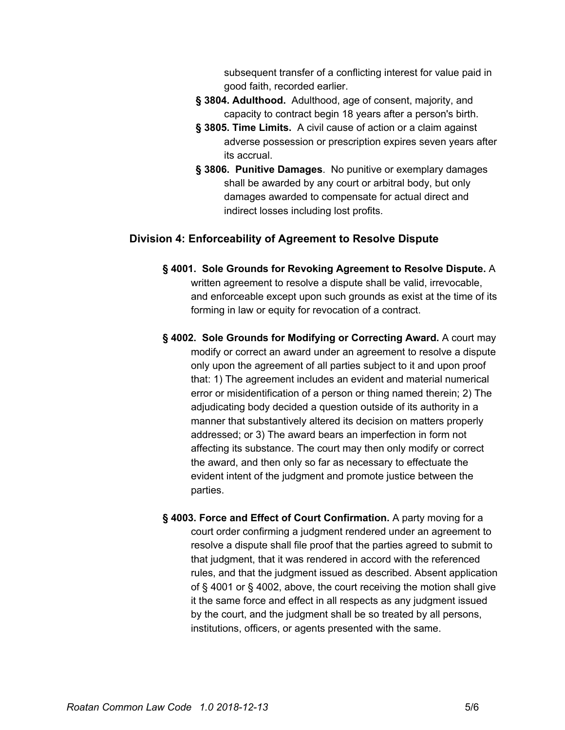subsequent transfer of a conflicting interest for value paid in good faith, recorded earlier.

**§ 3804. Adulthood.** Adulthood, age of consent, majority, and capacity to contract begin 18 years after a person's birth.

**§ 3805. Time Limits.** A civil cause of action or a claim against adverse possession or prescription expires seven years after its accrual.

**§ 3806. Punitive Damages**. No punitive or exemplary damages shall be awarded by any court or arbitral body, but only damages awarded to compensate for actual direct and indirect losses including lost profits.

## Division 4: Enforceability of Agreement to Resolve Dispute

**§ 4001. Sole Grounds for Revoking Agreement to Resolve Dispute.** A written agreement to resolve a dispute shall be valid, irrevocable, and enforceable except upon such grounds as exist at the time of its forming in law or equity for revocation of a contract.

**§ 4002. Sole Grounds for Modifying or Correcting Award.** A court may modify or correct an award under an agreement to resolve a dispute only upon the agreement of all parties subject to it and upon proof that: 1) The agreement includes an evident and material numerical error or misidentification of a person or thing named therein; 2) The adjudicating body decided a question outside of its authority in a manner that substantively altered its decision on matters properly addressed; or 3) The award bears an imperfection in form not affecting its substance. The court may then only modify or correct the award, and then only so far as necessary to effectuate the evident intent of the judgment and promote justice between the parties.

**§ 4003. Force and Effect of Court Confirmation.** A party moving for a court order confirming a judgment rendered under an agreement to resolve a dispute shall file proof that the parties agreed to submit to that judgment, that it was rendered in accord with the referenced rules, and that the judgment issued as described. Absent application of § 4001 or § 4002, above, the court receiving the motion shall give it the same force and effect in all respects as any judgment issued by the court, and the judgment shall be so treated by all persons, institutions, officers, or agents presented with the same.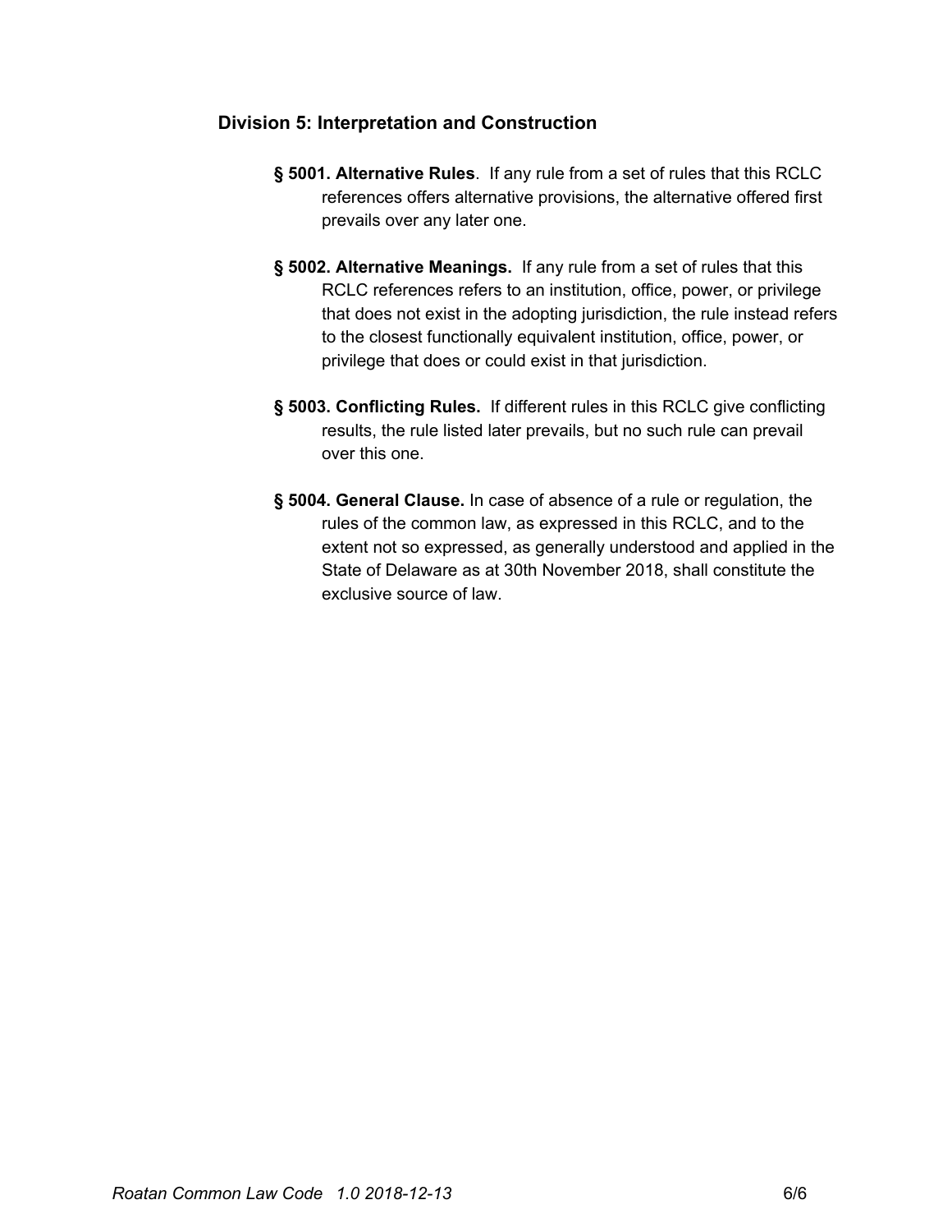## Division 5: Interpretation and Construction

**§ 5001. Alternative Rules**. If any rule from a set of rules that this RCLC references offers alternative provisions, the alternative offered first prevails over any later one.

**§ 5002. Alternative Meanings.** If any rule from a set of rules that this RCLC references refers to an institution, office, power, or privilege that does not exist in the adopting jurisdiction, the rule instead refers to the closest functionally equivalent institution, office, power, or privilege that does or could exist in that jurisdiction.

**§ 5003. Conflicting Rules.** If different rules in this RCLC give conflicting results, the rule listed later prevails, but no such rule can prevail over this one.

**§ 5004. General Clause.** In case of absence of a rule or regulation, the rules of the common law, as expressed in this RCLC, and to the extent not so expressed, as generally understood and applied in the State of Delaware as at 30th November 2018, shall constitute the exclusive source of law.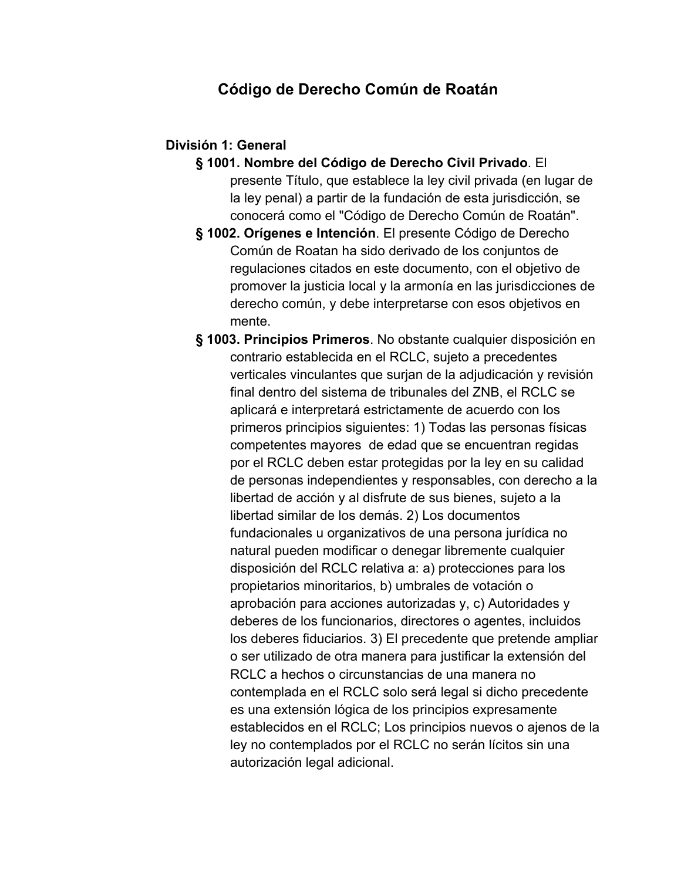# Código de Derecho Común de Roatán

## División 1: General

**§ 1001. Nombre del Código de Derecho Civil Privado**. El presente Título, que establece la ley civil privada (en lugar de la ley penal) a partir de la fundación de esta jurisdicción, se conocerá como el "Código de Derecho Común de Roatán".

**§ 1002. Orígenes e Intención**. El presente Código de Derecho Común de Roatan ha sido derivado de los conjuntos de regulaciones citados en este documento, con el objetivo de promover la justicia local y la armonía en las jurisdicciones de derecho común, y debe interpretarse con esos objetivos en mente.

**§ 1003. Principios Primeros**. No obstante cualquier disposición en contrario establecida en el RCLC, sujeto a precedentes verticales vinculantes que surjan de la adjudicación y revisión final dentro del sistema de tribunales del ZNB, el RCLC se aplicará e interpretará estrictamente de acuerdo con los primeros principios siguientes: 1) Todas las personas físicas competentes mayores  de edad que se encuentran regidas por el RCLC deben estar protegidas por la ley en su calidad de personas independientes y responsables, con derecho a la libertad de acción y al disfrute de sus bienes, sujeto a la libertad similar de los demás. 2) Los documentos fundacionales u organizativos de una persona jurídica no natural pueden modificar o denegar libremente cualquier disposición del RCLC relativa a: a) protecciones para los propietarios minoritarios, b) umbrales de votación o aprobación para acciones autorizadas y, c) Autoridades y deberes de los funcionarios, directores o agentes, incluidos los deberes fiduciarios. 3) El precedente que pretende ampliar o ser utilizado de otra manera para justificar la extensión del RCLC a hechos o circunstancias de una manera no contemplada en el RCLC solo será legal si dicho precedente es una extensión lógica de los principios expresamente establecidos en el RCLC; Los principios nuevos o ajenos de la ley no contemplados por el RCLC no serán lícitos sin una autorización legal adicional.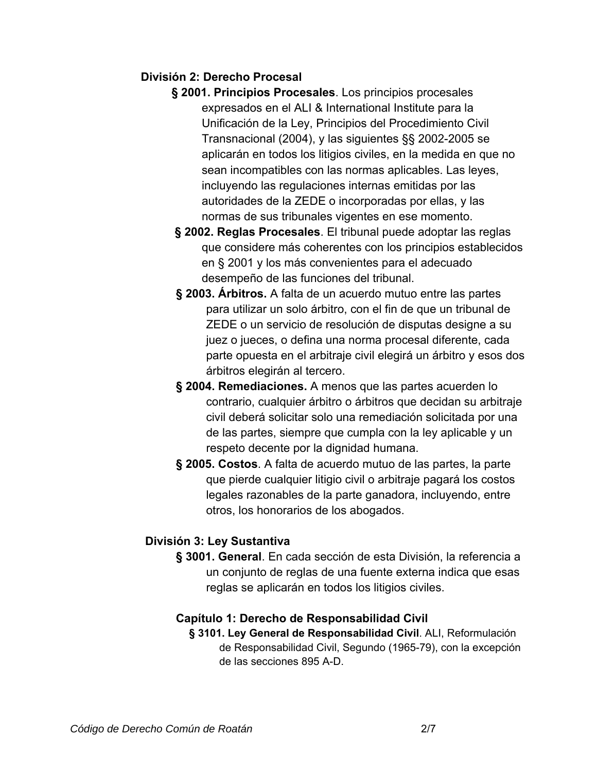## División 2: Derecho Procesal

**§ 2001. Principios Procesales**. Los principios procesales expresados en el ALI & International Institute para la Unificación de la Ley, Principios del Procedimiento Civil Transnacional (2004), y las siguientes §§ 2002-2005 se aplicarán en todos los litigios civiles, en la medida en que no sean incompatibles con las normas aplicables. Las leyes, incluyendo las regulaciones internas emitidas por las autoridades de la ZEDE o incorporadas por ellas, y las normas de sus tribunales vigentes en ese momento.

**§ 2002. Reglas Procesales**. El tribunal puede adoptar las reglas que considere más coherentes con los principios establecidos en § 2001 y los más convenientes para el adecuado desempeño de las funciones del tribunal.

**§ 2003. Árbitros.** A falta de un acuerdo mutuo entre las partes para utilizar un solo árbitro, con el fin de que un tribunal de ZEDE o un servicio de resolución de disputas designe a su juez o jueces, o defina una norma procesal diferente, cada parte opuesta en el arbitraje civil elegirá un árbitro y esos dos árbitros elegirán al tercero.

**§ 2004. Remediaciones.** A menos que las partes acuerden lo contrario, cualquier árbitro o árbitros que decidan su arbitraje civil deberá solicitar solo una remediación solicitada por una de las partes, siempre que cumpla con la ley aplicable y un respeto decente por la dignidad humana.

**§ 2005. Costos**. A falta de acuerdo mutuo de las partes, la parte que pierde cualquier litigio civil o arbitraje pagará los costos legales razonables de la parte ganadora, incluyendo, entre otros, los honorarios de los abogados.

## División 3: Ley Sustantiva

**§ 3001. General**. En cada sección de esta División, la referencia a un conjunto de reglas de una fuente externa indica que esas reglas se aplicarán en todos los litigios civiles.

### Capítulo 1: Derecho de Responsabilidad Civil

**§ 3101. Ley General de Responsabilidad Civil**. ALI, Reformulación de Responsabilidad Civil, Segundo (1965-79), con la excepción de las secciones 895 A-D.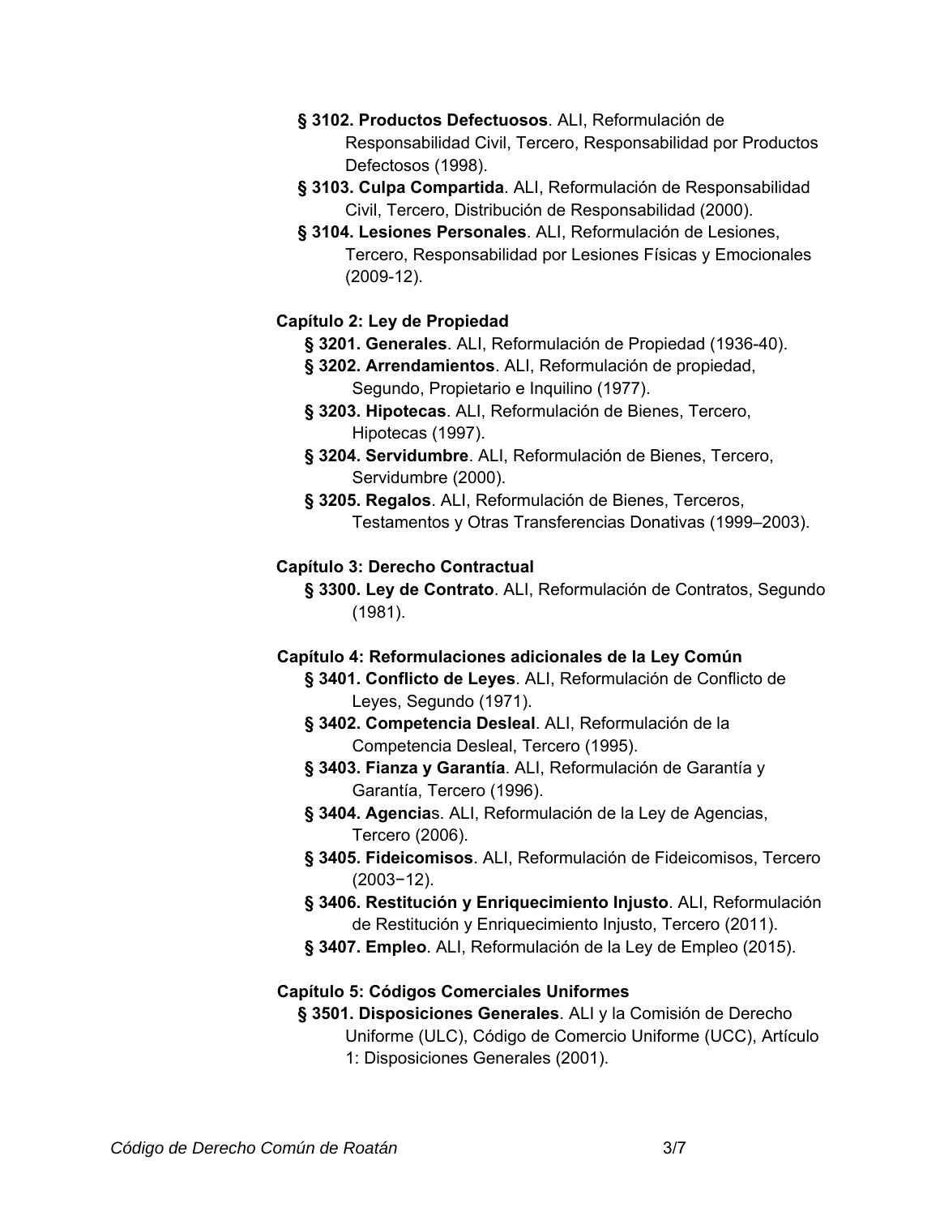**§ 3102. Productos Defectuosos**. ALI, Reformulación de Responsabilidad Civil, Tercero, Responsabilidad por Productos Defectosos (1998).

**§ 3103. Culpa Compartida**. ALI, Reformulación de Responsabilidad Civil, Tercero, Distribución de Responsabilidad (2000).

**§ 3104. Lesiones Personales**. ALI, Reformulación de Lesiones, Tercero, Responsabilidad por Lesiones Físicas y Emocionales (2009-12).

## Capítulo 2: Ley de Propiedad

**§ 3201. Generales**. ALI, Reformulación de Propiedad (1936-40).

**§ 3202. Arrendamientos**. ALI, Reformulación de propiedad, Segundo, Propietario e Inquilino (1977).

**§ 3203. Hipotecas**. ALI, Reformulación de Bienes, Tercero, Hipotecas (1997).

**§ 3204. Servidumbre**. ALI, Reformulación de Bienes, Tercero, Servidumbre (2000).

**§ 3205. Regalos**. ALI, Reformulación de Bienes, Terceros, Testamentos y Otras Transferencias Donativas (1999–2003).

## Capítulo 3: Derecho Contractual

**§ 3300. Ley de Contrato**. ALI, Reformulación de Contratos, Segundo (1981).

## Capítulo 4: Reformulaciones adicionales de la Ley Común

**§ 3401. Conflicto de Leyes**. ALI, Reformulación de Conflicto de Leyes, Segundo (1971).

**§ 3402. Competencia Desleal**. ALI, Reformulación de la Competencia Desleal, Tercero (1995).

**§ 3403. Fianza y Garantía**. ALI, Reformulación de Garantía y Garantía, Tercero (1996).

**§ 3404. Agencia**s. ALI, Reformulación de la Ley de Agencias, Tercero (2006).

**§ 3405. Fideicomisos**. ALI, Reformulación de Fideicomisos, Tercero (2003−12).

**§ 3406. Restitución y Enriquecimiento Injusto**. ALI, Reformulación de Restitución y Enriquecimiento Injusto, Tercero (2011).

**§ 3407. Empleo**. ALI, Reformulación de la Ley de Empleo (2015).

## Capítulo 5: Códigos Comerciales Uniformes

**§ 3501. Disposiciones Generales**. ALI y la Comisión de Derecho Uniforme (ULC), Código de Comercio Uniforme (UCC), Artículo 1: Disposiciones Generales (2001).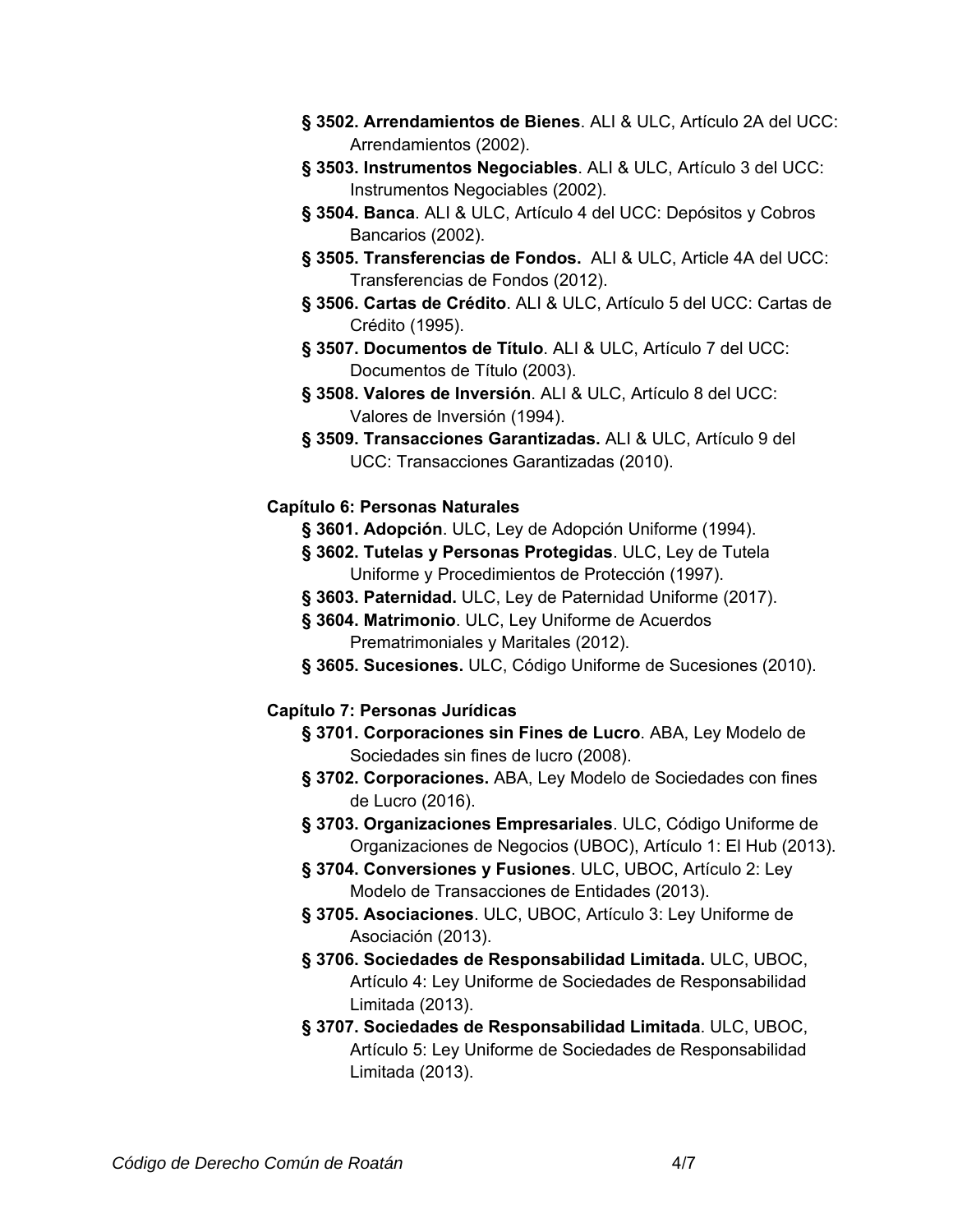**§ 3502. Arrendamientos de Bienes**. ALI & ULC, Artículo 2A del UCC: Arrendamientos (2002).

**§ 3503. Instrumentos Negociables**. ALI & ULC, Artículo 3 del UCC: Instrumentos Negociables (2002).

**§ 3504. Banca**. ALI & ULC, Artículo 4 del UCC: Depósitos y Cobros Bancarios (2002).

**§ 3505. Transferencias de Fondos.** ALI & ULC, Article 4A del UCC: Transferencias de Fondos (2012).

**§ 3506. Cartas de Crédito**. ALI & ULC, Artículo 5 del UCC: Cartas de Crédito (1995).

**§ 3507. Documentos de Título**. ALI & ULC, Artículo 7 del UCC: Documentos de Título (2003).

**§ 3508. Valores de Inversión**. ALI & ULC, Artículo 8 del UCC: Valores de Inversión (1994).

**§ 3509. Transacciones Garantizadas.** ALI & ULC, Artículo 9 del UCC: Transacciones Garantizadas (2010).

**Capítulo 6: Personas Naturales**

**§ 3601. Adopción**. ULC, Ley de Adopción Uniforme (1994).

**§ 3602. Tutelas y Personas Protegidas**. ULC, Ley de Tutela Uniforme y Procedimientos de Protección (1997).

**§ 3603. Paternidad.** ULC, Ley de Paternidad Uniforme (2017).

**§ 3604. Matrimonio**. ULC, Ley Uniforme de Acuerdos Prematrimoniales y Maritales (2012).

**§ 3605. Sucesiones.** ULC, Código Uniforme de Sucesiones (2010).

**Capítulo 7: Personas Jurídicas**

**§ 3701. Corporaciones sin Fines de Lucro**. ABA, Ley Modelo de Sociedades sin fines de lucro (2008).

**§ 3702. Corporaciones.** ABA, Ley Modelo de Sociedades con fines de Lucro (2016).

**§ 3703. Organizaciones Empresariales**. ULC, Código Uniforme de Organizaciones de Negocios (UBOC), Artículo 1: El Hub (2013).

**§ 3704. Conversiones y Fusiones**. ULC, UBOC, Artículo 2: Ley Modelo de Transacciones de Entidades (2013).

**§ 3705. Asociaciones**. ULC, UBOC, Artículo 3: Ley Uniforme de Asociación (2013).

**§ 3706. Sociedades de Responsabilidad Limitada.** ULC, UBOC, Artículo 4: Ley Uniforme de Sociedades de Responsabilidad Limitada (2013).

**§ 3707. Sociedades de Responsabilidad Limitada**. ULC, UBOC, Artículo 5: Ley Uniforme de Sociedades de Responsabilidad Limitada (2013).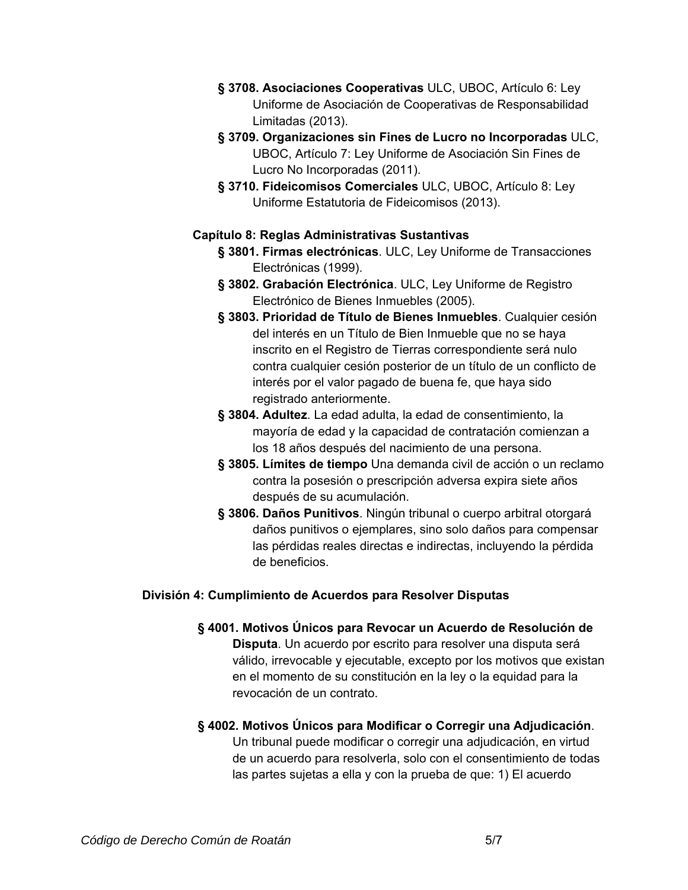- **§ 3708. Asociaciones Cooperativas** ULC, UBOC, Artículo 6: Ley Uniforme de Asociación de Cooperativas de Responsabilidad Limitadas (2013).
- **§ 3709. Organizaciones sin Fines de Lucro no Incorporadas** ULC, UBOC, Artículo 7: Ley Uniforme de Asociación Sin Fines de Lucro No Incorporadas (2011).
- **§ 3710. Fideicomisos Comerciales** ULC, UBOC, Artículo 8: Ley Uniforme Estatutoria de Fideicomisos (2013).

### Capítulo 8: Reglas Administrativas Sustantivas

- **§ 3801. Firmas electrónicas**. ULC, Ley Uniforme de Transacciones Electrónicas (1999).
- **§ 3802. Grabación Electrónica**. ULC, Ley Uniforme de Registro Electrónico de Bienes Inmuebles (2005).
- **§ 3803. Prioridad de Título de Bienes Inmuebles**. Cualquier cesión del interés en un Título de Bien Inmueble que no se haya inscrito en el Registro de Tierras correspondiente será nulo contra cualquier cesión posterior de un título de un conflicto de interés por el valor pagado de buena fe, que haya sido registrado anteriormente.
- **§ 3804. Adultez**. La edad adulta, la edad de consentimiento, la mayoría de edad y la capacidad de contratación comienzan a los 18 años después del nacimiento de una persona.
- **§ 3805. Límites de tiempo** Una demanda civil de acción o un reclamo contra la posesión o prescripción adversa expira siete años después de su acumulación.
- **§ 3806. Daños Punitivos**. Ningún tribunal o cuerpo arbitral otorgará daños punitivos o ejemplares, sino solo daños para compensar las pérdidas reales directas e indirectas, incluyendo la pérdida de beneficios.

## División 4: Cumplimiento de Acuerdos para Resolver Disputas

**§ 4001. Motivos Únicos para Revocar un Acuerdo de Resolución de Disputa**. Un acuerdo por escrito para resolver una disputa será válido, irrevocable y ejecutable, excepto por los motivos que existan en el momento de su constitución en la ley o la equidad para la revocación de un contrato.

**§ 4002. Motivos Únicos para Modificar o Corregir una Adjudicación**. Un tribunal puede modificar o corregir una adjudicación, en virtud de un acuerdo para resolverla, solo con el consentimiento de todas las partes sujetas a ella y con la prueba de que: 1) El acuerdo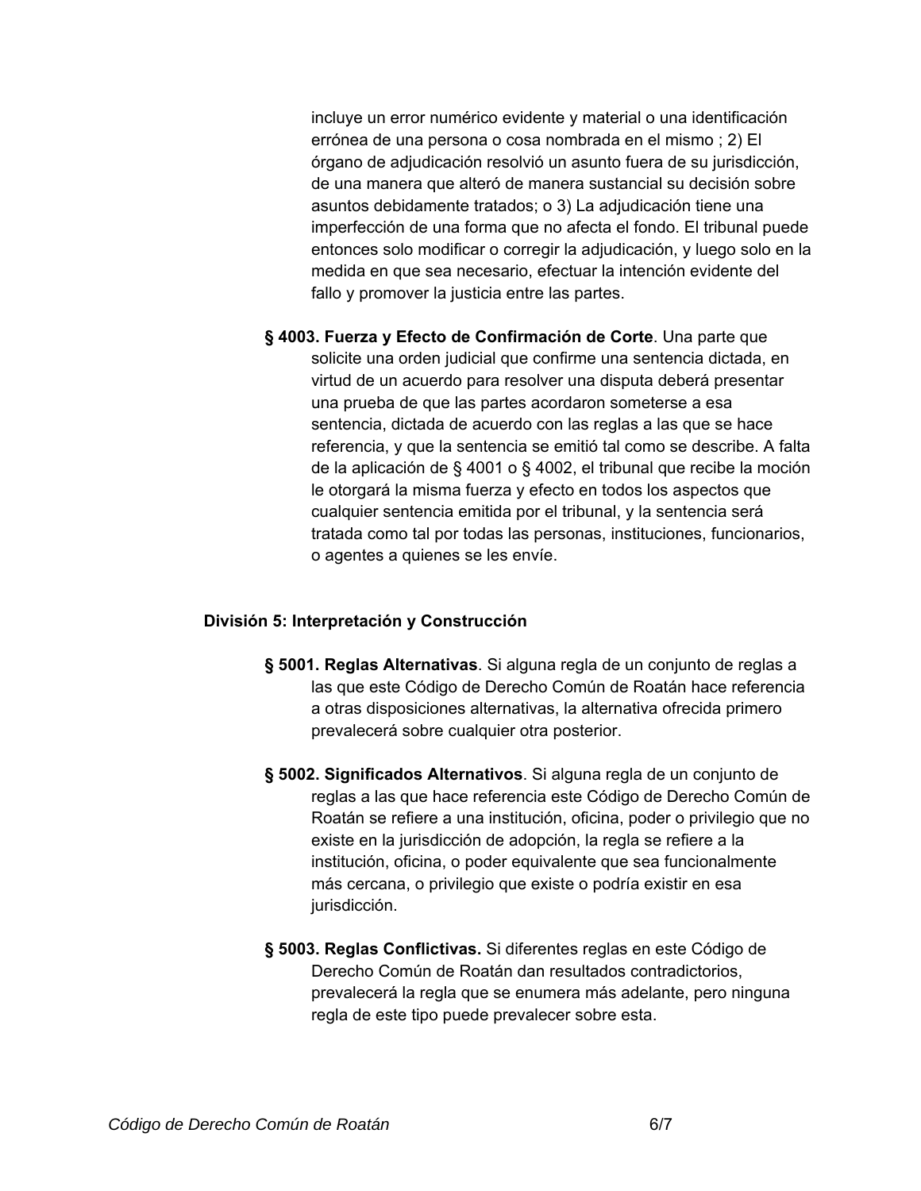incluye un error numérico evidente y material o una identificación errónea de una persona o cosa nombrada en el mismo ; 2) El órgano de adjudicación resolvió un asunto fuera de su jurisdicción, de una manera que alteró de manera sustancial su decisión sobre asuntos debidamente tratados; o 3) La adjudicación tiene una imperfección de una forma que no afecta el fondo. El tribunal puede entonces solo modificar o corregir la adjudicación, y luego solo en la medida en que sea necesario, efectuar la intención evidente del fallo y promover la justicia entre las partes.

**§ 4003. Fuerza y Efecto de Confirmación de Corte**. Una parte que solicite una orden judicial que confirme una sentencia dictada, en virtud de un acuerdo para resolver una disputa deberá presentar una prueba de que las partes acordaron someterse a esa sentencia, dictada de acuerdo con las reglas a las que se hace referencia, y que la sentencia se emitió tal como se describe. A falta de la aplicación de § 4001 o § 4002, el tribunal que recibe la moción le otorgará la misma fuerza y efecto en todos los aspectos que cualquier sentencia emitida por el tribunal, y la sentencia será tratada como tal por todas las personas, instituciones, funcionarios, o agentes a quienes se les envíe.

## División 5: Interpretación y Construcción

**§ 5001. Reglas Alternativas**. Si alguna regla de un conjunto de reglas a las que este Código de Derecho Común de Roatán hace referencia a otras disposiciones alternativas, la alternativa ofrecida primero prevalecerá sobre cualquier otra posterior.

**§ 5002. Significados Alternativos**. Si alguna regla de un conjunto de reglas a las que hace referencia este Código de Derecho Común de Roatán se refiere a una institución, oficina, poder o privilegio que no existe en la jurisdicción de adopción, la regla se refiere a la institución, oficina, o poder equivalente que sea funcionalmente más cercana, o privilegio que existe o podría existir en esa jurisdicción.

**§ 5003. Reglas Conflictivas.** Si diferentes reglas en este Código de Derecho Común de Roatán dan resultados contradictorios, prevalecerá la regla que se enumera más adelante, pero ninguna regla de este tipo puede prevalecer sobre esta.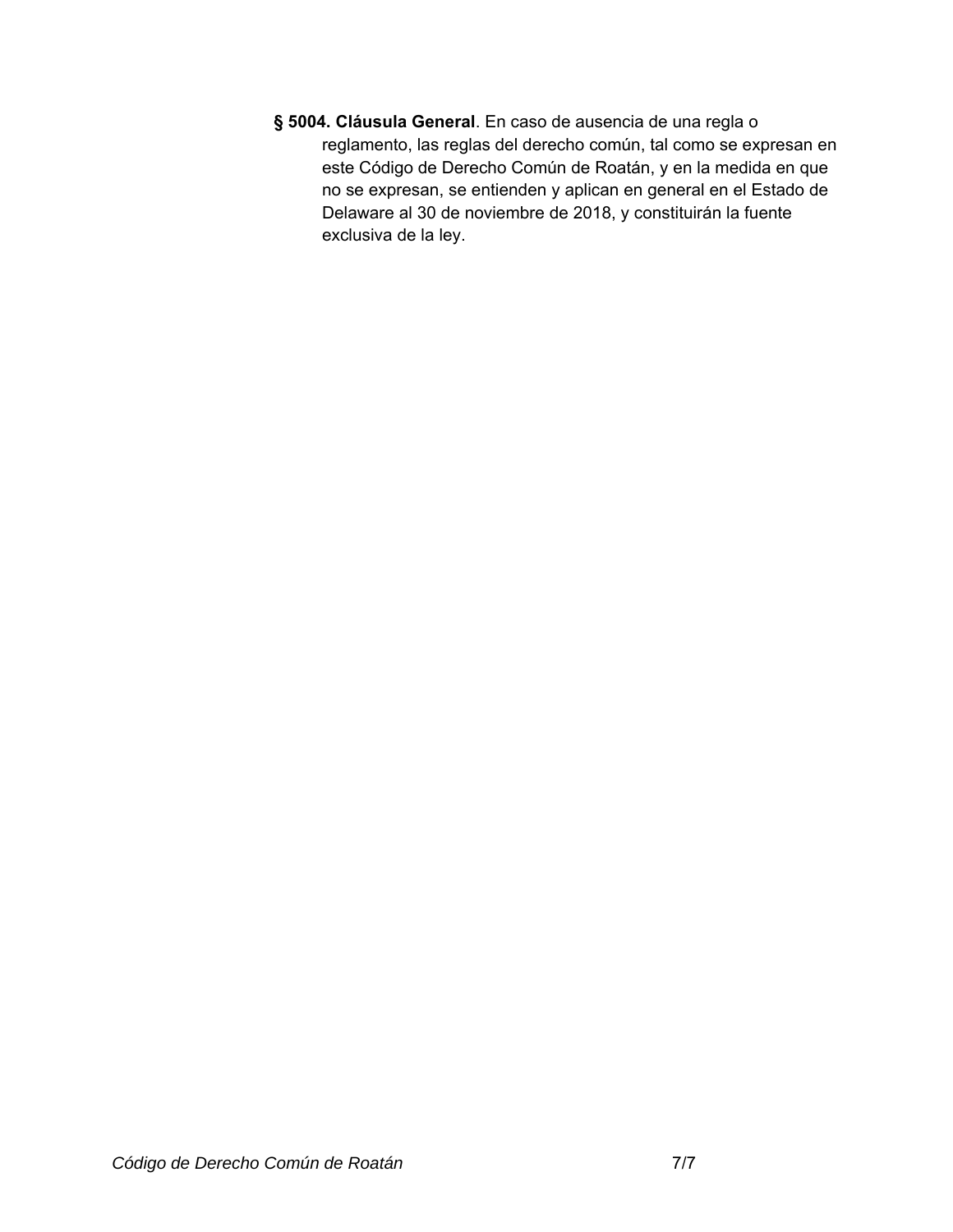**§ 5004. Cláusula General**. En caso de ausencia de una regla o reglamento, las reglas del derecho común, tal como se expresan en este Código de Derecho Común de Roatán, y en la medida en que no se expresan, se entienden y aplican en general en el Estado de Delaware al 30 de noviembre de 2018, y constituirán la fuente exclusiva de la ley.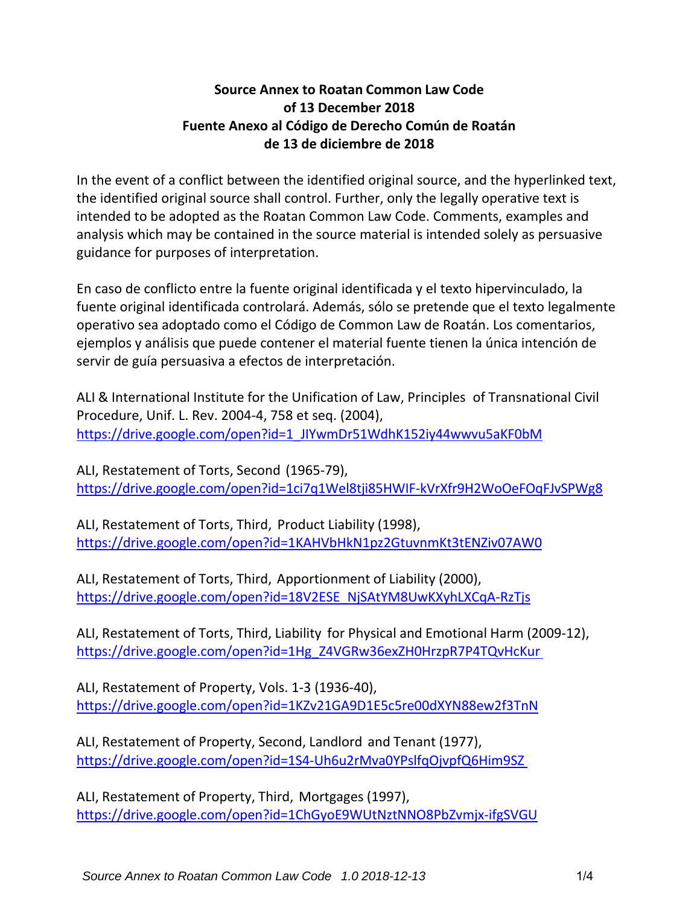**Source Annex to Roatan Common Law Code of 13 December 2018**
**Fuente Anexo al Código de Derecho Común de Roatán de 13 de diciembre de 2018**

In the event of a conflict between the identified original source, and the hyperlinked text, the identified original source shall control. Further, only the legally operative text is intended to be adopted as the Roatan Common Law Code. Comments, examples and analysis which may be contained in the source material is intended solely as persuasive guidance for purposes of interpretation.

En caso de conflicto entre la fuente original identificada y el texto hipervinculado, la fuente original identificada controlará. Además, sólo se pretende que el texto legalmente operativo sea adoptado como el Código de Common Law de Roatán. Los comentarios, ejemplos y análisis que puede contener el material fuente tienen la única intención de servir de guía persuasiva a efectos de interpretación.

ALI & International Institute for the Unification of Law, Principles of Transnational Civil Procedure, Unif. L. Rev. 2004-4, 758 et seq. (2004), https://drive.google.com/open?id=1_JIYwmDr51WdhK152iy44wwvu5aKF0bM

ALI, Restatement of Torts, Second (1965-79), https://drive.google.com/open?id=1ci7q1Wel8tji85HWIF-kVrXfr9H2WoOeFOqFJvSPWg8

ALI, Restatement of Torts, Third, Product Liability (1998), https://drive.google.com/open?id=1KAHVbHkN1pz2GtuvnmKt3tENZiv07AW0

ALI, Restatement of Torts, Third, Apportionment of Liability (2000), https://drive.google.com/open?id=18V2ESE_NjSAtYM8UwKXyhLXCqA-RzTjs

ALI, Restatement of Torts, Third, Liability for Physical and Emotional Harm (2009-12), https://drive.google.com/open?id=1Hg_Z4VGRw36exZH0HrzpR7P4TQvHcKur

ALI, Restatement of Property, Vols. 1-3 (1936-40), https://drive.google.com/open?id=1KZv21GA9D1E5c5re00dXYN88ew2f3TnN

ALI, Restatement of Property, Second, Landlord and Tenant (1977), https://drive.google.com/open?id=1S4-Uh6u2rMva0YPslfqOjvpfQ6Him9SZ

ALI, Restatement of Property, Third, Mortgages (1997), https://drive.google.com/open?id=1ChGyoE9WUtNztNNO8PbZvmjx-ifgSVGU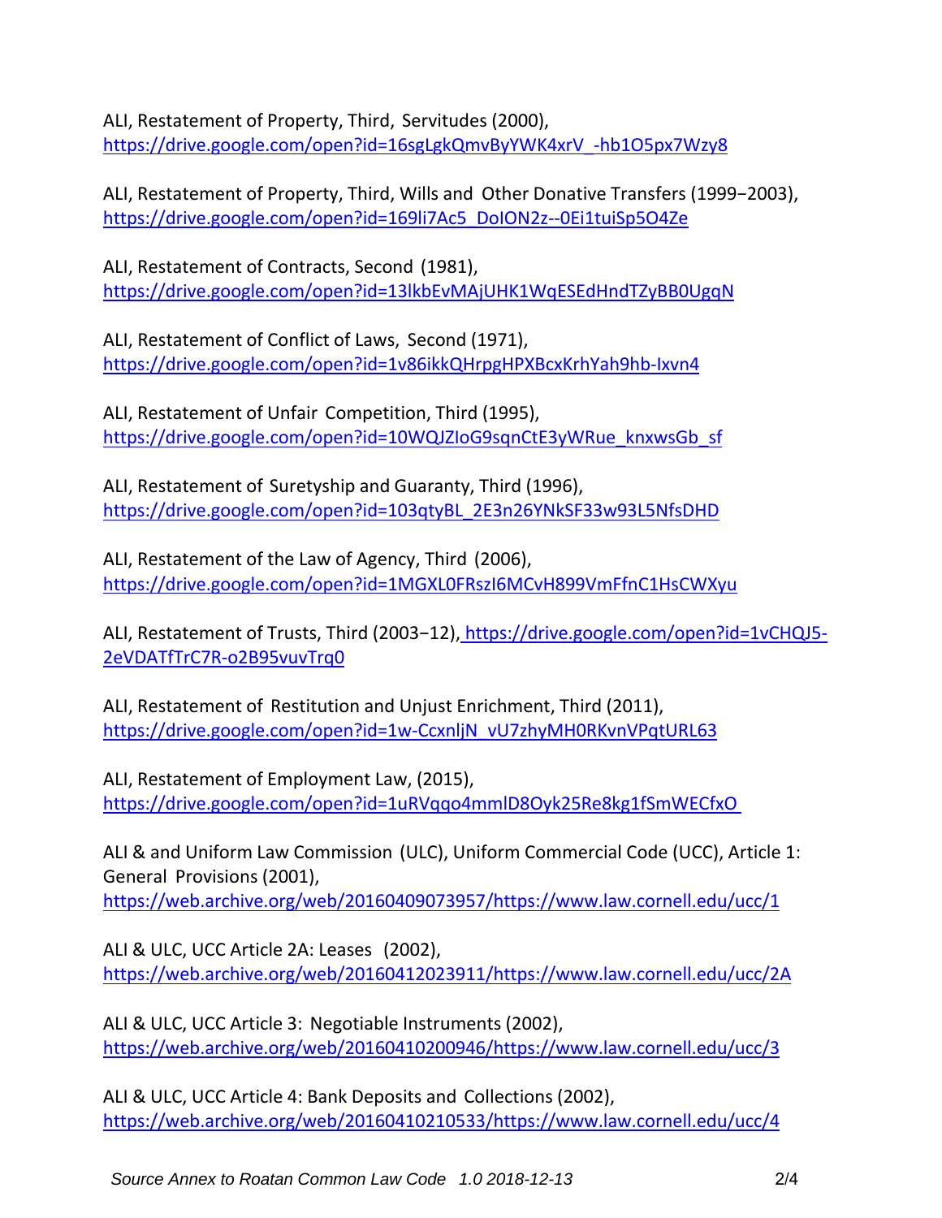ALI, Restatement of Property, Third, Servitudes (2000), https://drive.google.com/open?id=16sgLgkQmvByYWK4xrV_-hb1O5px7Wzy8

ALI, Restatement of Property, Third, Wills and Other Donative Transfers (1999−2003), https://drive.google.com/open?id=169li7Ac5_DoION2z--0Ei1tuiSp5O4Ze

ALI, Restatement of Contracts, Second (1981), https://drive.google.com/open?id=13lkbEvMAjUHK1WqESEdHndTZyBB0UgqN

ALI, Restatement of Conflict of Laws, Second (1971), https://drive.google.com/open?id=1v86ikkQHrpgHPXBcxKrhYah9hb-Ixvn4

ALI, Restatement of Unfair Competition, Third (1995), https://drive.google.com/open?id=10WQJZIoG9sqnCtE3yWRue_knxwsGb_sf

ALI, Restatement of Suretyship and Guaranty, Third (1996), https://drive.google.com/open?id=103qtyBL_2E3n26YNkSF33w93L5NfsDHD

ALI, Restatement of the Law of Agency, Third (2006), https://drive.google.com/open?id=1MGXL0FRszI6MCvH899VmFfnC1HsCWXyu

ALI, Restatement of Trusts, Third (2003−12), https://drive.google.com/open?id=1vCHQJ5-2eVDATfTrC7R-o2B95vuvTrq0

ALI, Restatement of Restitution and Unjust Enrichment, Third (2011), https://drive.google.com/open?id=1w-CcxnljN_vU7zhyMH0RKvnVPqtURL63

ALI, Restatement of Employment Law, (2015), https://drive.google.com/open?id=1uRVqqo4mmlD8Oyk25Re8kg1fSmWECfxO

ALI & and Uniform Law Commission (ULC), Uniform Commercial Code (UCC), Article 1: General Provisions (2001), https://web.archive.org/web/20160409073957/https://www.law.cornell.edu/ucc/1

ALI & ULC, UCC Article 2A: Leases (2002), https://web.archive.org/web/20160412023911/https://www.law.cornell.edu/ucc/2A

ALI & ULC, UCC Article 3: Negotiable Instruments (2002), https://web.archive.org/web/20160410200946/https://www.law.cornell.edu/ucc/3

ALI & ULC, UCC Article 4: Bank Deposits and Collections (2002), https://web.archive.org/web/20160410210533/https://www.law.cornell.edu/ucc/4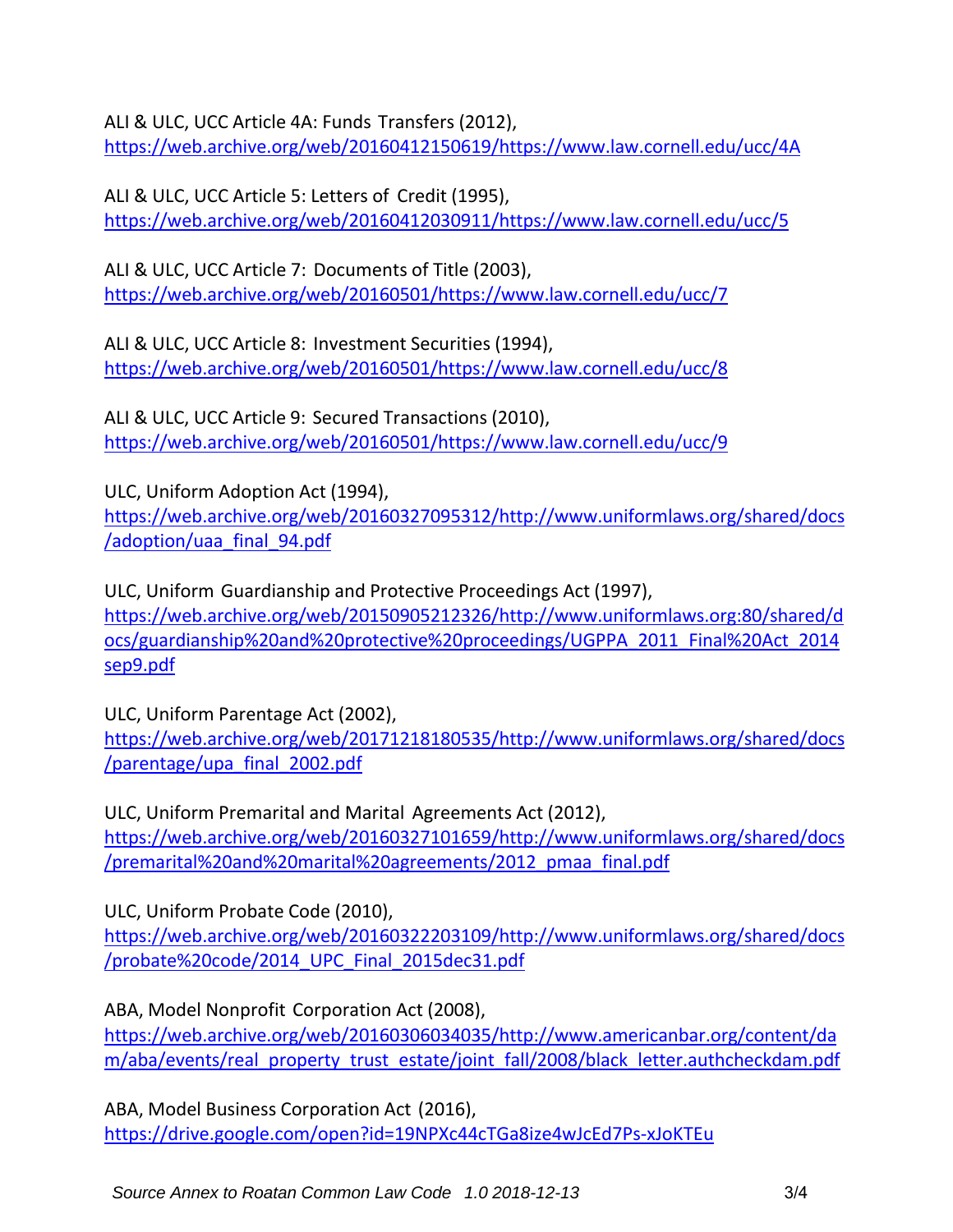ALI & ULC, UCC Article 4A: Funds Transfers (2012),
https://web.archive.org/web/20160412150619/https://www.law.cornell.edu/ucc/4A

ALI & ULC, UCC Article 5: Letters of Credit (1995),
https://web.archive.org/web/20160412030911/https://www.law.cornell.edu/ucc/5

ALI & ULC, UCC Article 7: Documents of Title (2003),
https://web.archive.org/web/20160501/https://www.law.cornell.edu/ucc/7

ALI & ULC, UCC Article 8: Investment Securities (1994),
https://web.archive.org/web/20160501/https://www.law.cornell.edu/ucc/8

ALI & ULC, UCC Article 9: Secured Transactions (2010),
https://web.archive.org/web/20160501/https://www.law.cornell.edu/ucc/9

ULC, Uniform Adoption Act (1994),
https://web.archive.org/web/20160327095312/http://www.uniformlaws.org/shared/docs/adoption/uaa_final_94.pdf

ULC, Uniform Guardianship and Protective Proceedings Act (1997),
https://web.archive.org/web/20150905212326/http://www.uniformlaws.org:80/shared/docs/guardianship%20and%20protective%20proceedings/UGPPA_2011_Final%20Act_2014sep9.pdf

ULC, Uniform Parentage Act (2002),
https://web.archive.org/web/20171218180535/http://www.uniformlaws.org/shared/docs/parentage/upa_final_2002.pdf

ULC, Uniform Premarital and Marital Agreements Act (2012),
https://web.archive.org/web/20160327101659/http://www.uniformlaws.org/shared/docs/premarital%20and%20marital%20agreements/2012_pmaa_final.pdf

ULC, Uniform Probate Code (2010),
https://web.archive.org/web/20160322203109/http://www.uniformlaws.org/shared/docs/probate%20code/2014_UPC_Final_2015dec31.pdf

ABA, Model Nonprofit Corporation Act (2008),
https://web.archive.org/web/20160306034035/http://www.americanbar.org/content/dam/aba/events/real_property_trust_estate/joint_fall/2008/black_letter.authcheckdam.pdf

ABA, Model Business Corporation Act (2016),
https://drive.google.com/open?id=19NPXc44cTGa8ize4wJcEd7Ps-xJoKTEu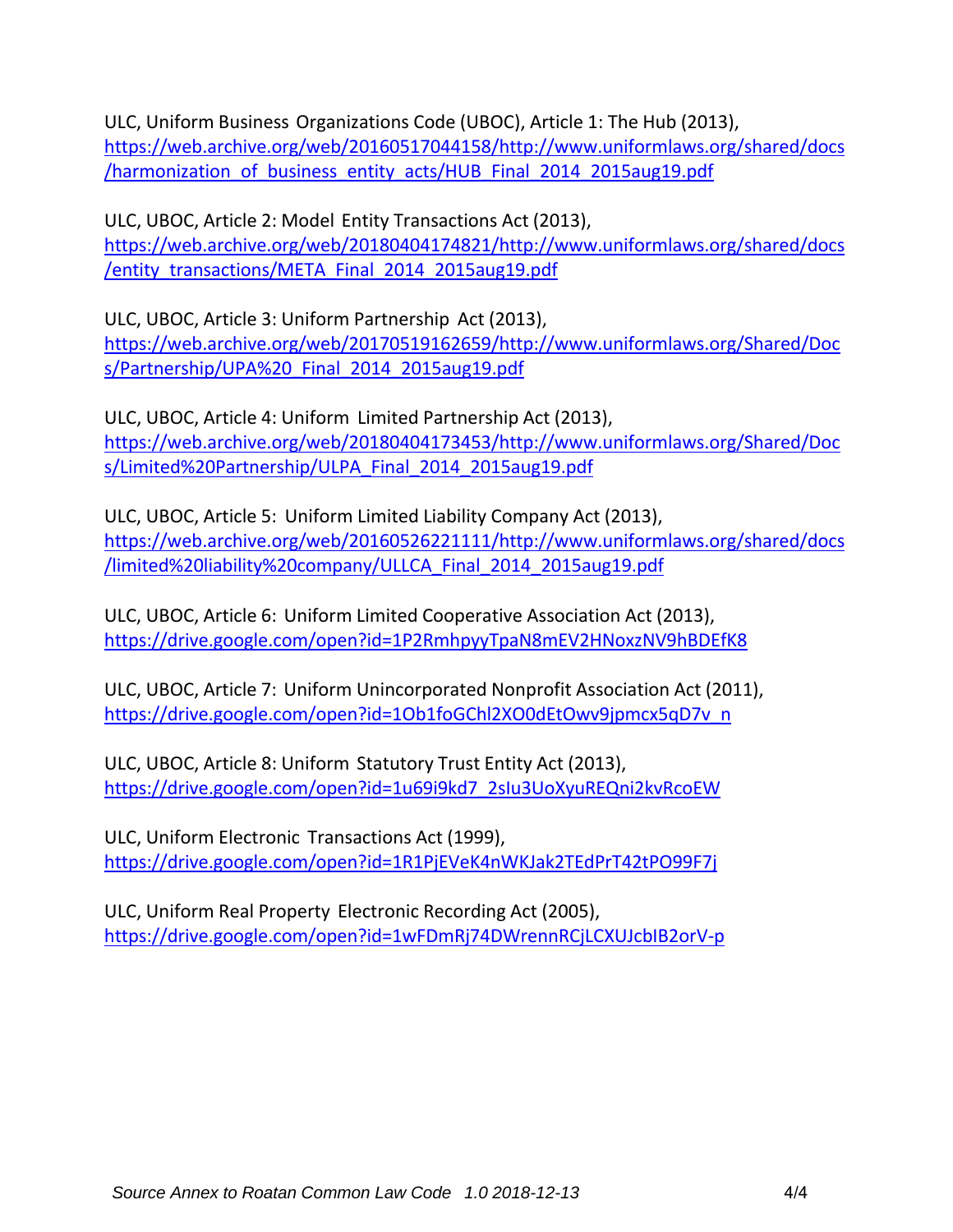ULC, Uniform Business Organizations Code (UBOC), Article 1: The Hub (2013), https://web.archive.org/web/20160517044158/http://www.uniformlaws.org/shared/docs/harmonization_of_business_entity_acts/HUB_Final_2014_2015aug19.pdf

ULC, UBOC, Article 2: Model Entity Transactions Act (2013), https://web.archive.org/web/20180404174821/http://www.uniformlaws.org/shared/docs/entity_transactions/META_Final_2014_2015aug19.pdf

ULC, UBOC, Article 3: Uniform Partnership Act (2013), https://web.archive.org/web/20170519162659/http://www.uniformlaws.org/Shared/Docs/Partnership/UPA%20_Final_2014_2015aug19.pdf

ULC, UBOC, Article 4: Uniform Limited Partnership Act (2013), https://web.archive.org/web/20180404173453/http://www.uniformlaws.org/Shared/Docs/Limited%20Partnership/ULPA_Final_2014_2015aug19.pdf

ULC, UBOC, Article 5: Uniform Limited Liability Company Act (2013), https://web.archive.org/web/20160526221111/http://www.uniformlaws.org/shared/docs/limited%20liability%20company/ULLCA_Final_2014_2015aug19.pdf

ULC, UBOC, Article 6: Uniform Limited Cooperative Association Act (2013), https://drive.google.com/open?id=1P2RmhpyyTpaN8mEV2HNoxzNV9hBDEfK8

ULC, UBOC, Article 7: Uniform Unincorporated Nonprofit Association Act (2011), https://drive.google.com/open?id=1Ob1foGChl2XO0dEtOwv9jpmcx5qD7v_n

ULC, UBOC, Article 8: Uniform Statutory Trust Entity Act (2013), https://drive.google.com/open?id=1u69i9kd7_2sIu3UoXyuREQni2kvRcoEW

ULC, Uniform Electronic Transactions Act (1999), https://drive.google.com/open?id=1R1PjEVeK4nWKJak2TEdPrT42tPO99F7j

ULC, Uniform Real Property Electronic Recording Act (2005), https://drive.google.com/open?id=1wFDmRj74DWrennRCjLCXUJcbIB2orV-p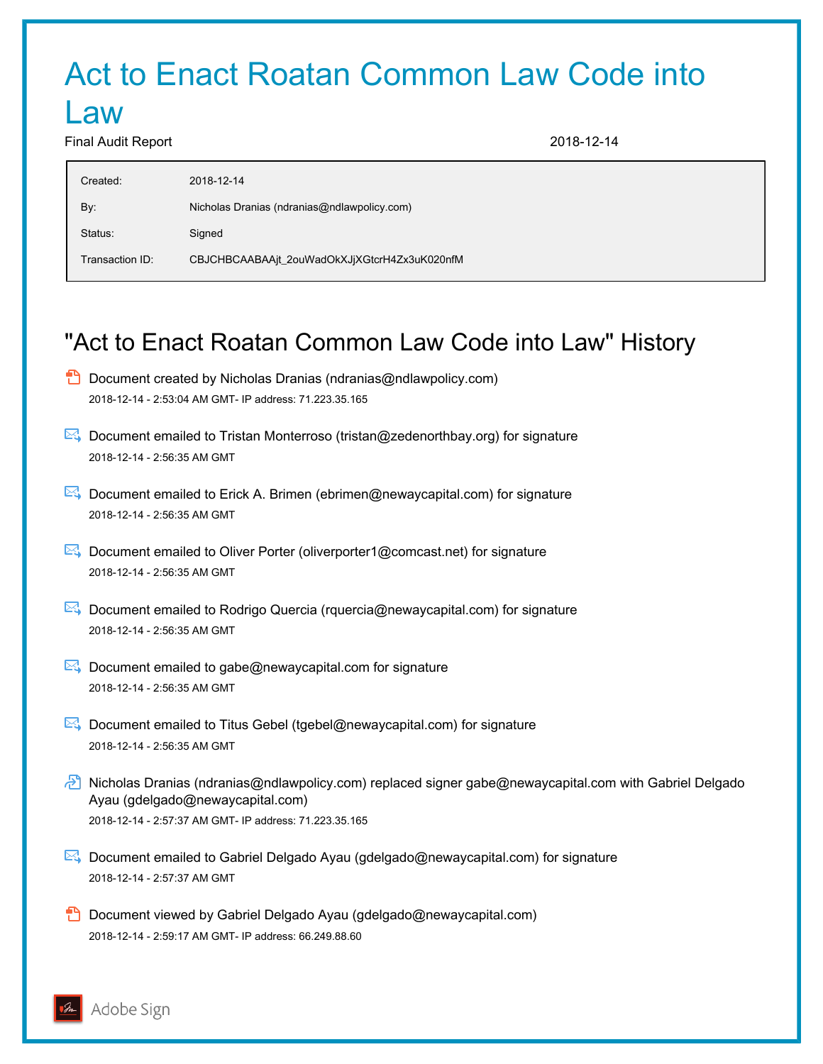# Act to Enact Roatan Common Law Code into Law

Final Audit Report 2018-12-14

| | |
|---|---|
| Created: | 2018-12-14 |
| By: | Nicholas Dranias (ndranias@ndlawpolicy.com) |
| Status: | Signed |
| Transaction ID: | CBJCHBCAABAAjt_2ouWadOkXJjXGtcrH4Zx3uK020nfM |

## "Act to Enact Roatan Common Law Code into Law" History

- Document created by Nicholas Dranias (ndranias@ndlawpolicy.com)
  2018-12-14 - 2:53:04 AM GMT- IP address: 71.223.35.165

- Document emailed to Tristan Monterroso (tristan@zedenorthbay.org) for signature
  2018-12-14 - 2:56:35 AM GMT

- Document emailed to Erick A. Brimen (ebrimen@newaycapital.com) for signature
  2018-12-14 - 2:56:35 AM GMT

- Document emailed to Oliver Porter (oliverporter1@comcast.net) for signature
  2018-12-14 - 2:56:35 AM GMT

- Document emailed to Rodrigo Quercia (rquercia@newaycapital.com) for signature
  2018-12-14 - 2:56:35 AM GMT

- Document emailed to gabe@newaycapital.com for signature
  2018-12-14 - 2:56:35 AM GMT

- Document emailed to Titus Gebel (tgebel@newaycapital.com) for signature
  2018-12-14 - 2:56:35 AM GMT

- Nicholas Dranias (ndranias@ndlawpolicy.com) replaced signer gabe@newaycapital.com with Gabriel Delgado Ayau (gdelgado@newaycapital.com)
  2018-12-14 - 2:57:37 AM GMT- IP address: 71.223.35.165

- Document emailed to Gabriel Delgado Ayau (gdelgado@newaycapital.com) for signature
  2018-12-14 - 2:57:37 AM GMT

- Document viewed by Gabriel Delgado Ayau (gdelgado@newaycapital.com)
  2018-12-14 - 2:59:17 AM GMT- IP address: 66.249.88.60

Adobe Sign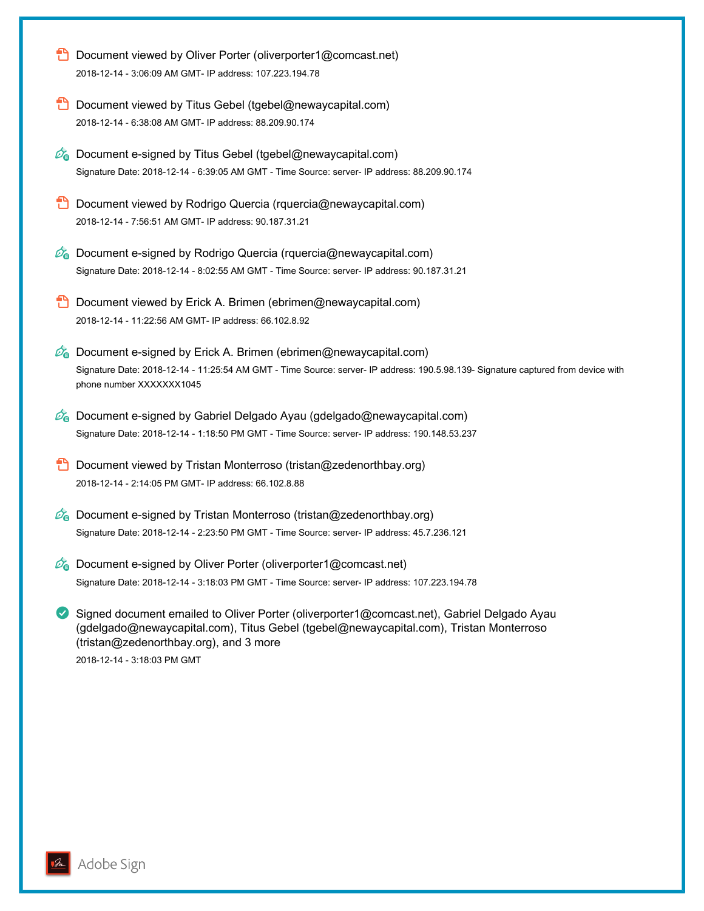Document viewed by Oliver Porter (oliverporter1@comcast.net)
2018-12-14 - 3:06:09 AM GMT- IP address: 107.223.194.78

Document viewed by Titus Gebel (tgebel@newaycapital.com)
2018-12-14 - 6:38:08 AM GMT- IP address: 88.209.90.174

Document e-signed by Titus Gebel (tgebel@newaycapital.com)
Signature Date: 2018-12-14 - 6:39:05 AM GMT - Time Source: server- IP address: 88.209.90.174

Document viewed by Rodrigo Quercia (rquercia@newaycapital.com)
2018-12-14 - 7:56:51 AM GMT- IP address: 90.187.31.21

Document e-signed by Rodrigo Quercia (rquercia@newaycapital.com)
Signature Date: 2018-12-14 - 8:02:55 AM GMT - Time Source: server- IP address: 90.187.31.21

Document viewed by Erick A. Brimen (ebrimen@newaycapital.com)
2018-12-14 - 11:22:56 AM GMT- IP address: 66.102.8.92

Document e-signed by Erick A. Brimen (ebrimen@newaycapital.com)
Signature Date: 2018-12-14 - 11:25:54 AM GMT - Time Source: server- IP address: 190.5.98.139- Signature captured from device with phone number XXXXXXX1045

Document e-signed by Gabriel Delgado Ayau (gdelgado@newaycapital.com)
Signature Date: 2018-12-14 - 1:18:50 PM GMT - Time Source: server- IP address: 190.148.53.237

Document viewed by Tristan Monterroso (tristan@zedenorthbay.org)
2018-12-14 - 2:14:05 PM GMT- IP address: 66.102.8.88

Document e-signed by Tristan Monterroso (tristan@zedenorthbay.org)
Signature Date: 2018-12-14 - 2:23:50 PM GMT - Time Source: server- IP address: 45.7.236.121

Document e-signed by Oliver Porter (oliverporter1@comcast.net)
Signature Date: 2018-12-14 - 3:18:03 PM GMT - Time Source: server- IP address: 107.223.194.78

Signed document emailed to Oliver Porter (oliverporter1@comcast.net), Gabriel Delgado Ayau (gdelgado@newaycapital.com), Titus Gebel (tgebel@newaycapital.com), Tristan Monterroso (tristan@zedenorthbay.org), and 3 more
2018-12-14 - 3:18:03 PM GMT

Adobe Sign